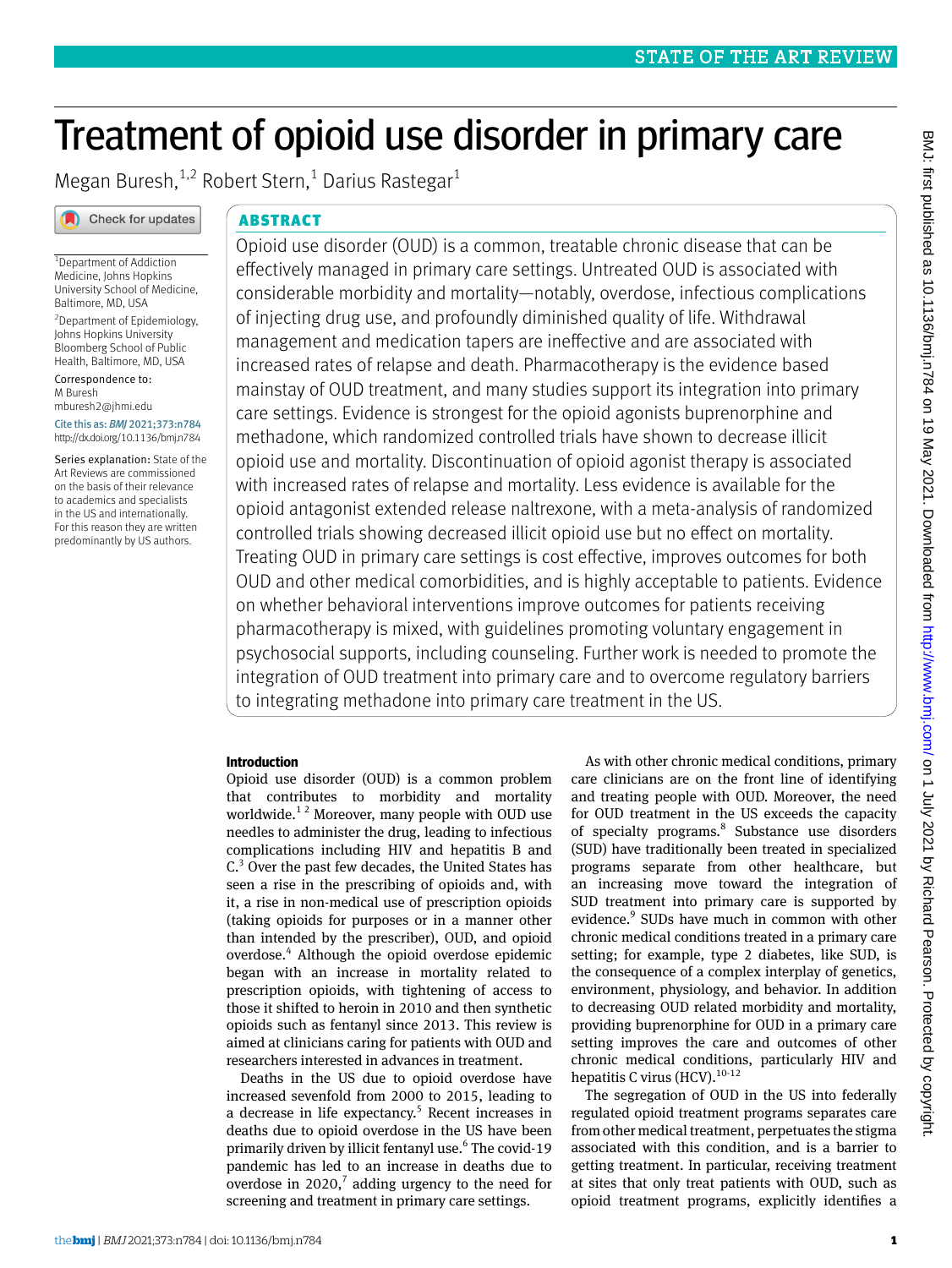# Treatment of opioid use disorder in primary care

Megan Buresh,[1,2] Robert Stern,[1] Darius Rastegar[1]

[1]Department of Addiction Medicine, Johns Hopkins University School of Medicine, Baltimore, MD, USA

[2]Department of Epidemiology, Johns Hopkins University Bloomberg School of Public Health, Baltimore, MD, USA

Correspondence to: M Buresh mburesh2@jhmi.edu

Cite this as: *BMJ* 2021;373:n784 http://dx.doi.org/10.1136/bmj.n784

Series explanation: State of the Art Reviews are commissioned on the basis of their relevance to academics and specialists in the US and internationally. For this reason they are written predominantly by US authors.

## ABSTRACT

Opioid use disorder (OUD) is a common, treatable chronic disease that can be effectively managed in primary care settings. Untreated OUD is associated with considerable morbidity and mortality—notably, overdose, infectious complications of injecting drug use, and profoundly diminished quality of life. Withdrawal management and medication tapers are ineffective and are associated with increased rates of relapse and death. Pharmacotherapy is the evidence based mainstay of OUD treatment, and many studies support its integration into primary care settings. Evidence is strongest for the opioid agonists buprenorphine and methadone, which randomized controlled trials have shown to decrease illicit opioid use and mortality. Discontinuation of opioid agonist therapy is associated with increased rates of relapse and mortality. Less evidence is available for the opioid antagonist extended release naltrexone, with a meta-analysis of randomized controlled trials showing decreased illicit opioid use but no effect on mortality. Treating OUD in primary care settings is cost effective, improves outcomes for both OUD and other medical comorbidities, and is highly acceptable to patients. Evidence on whether behavioral interventions improve outcomes for patients receiving pharmacotherapy is mixed, with guidelines promoting voluntary engagement in psychosocial supports, including counseling. Further work is needed to promote the integration of OUD treatment into primary care and to overcome regulatory barriers to integrating methadone into primary care treatment in the US.

## Introduction

Opioid use disorder (OUD) is a common problem that contributes to morbidity and mortality worldwide.[1,2] Moreover, many people with OUD use needles to administer the drug, leading to infectious complications including HIV and hepatitis B and C.[3] Over the past few decades, the United States has seen a rise in the prescribing of opioids and, with it, a rise in non-medical use of prescription opioids (taking opioids for purposes or in a manner other than intended by the prescriber), OUD, and opioid overdose.[4] Although the opioid overdose epidemic began with an increase in mortality related to prescription opioids, with tightening of access to those it shifted to heroin in 2010 and then synthetic opioids such as fentanyl since 2013. This review is aimed at clinicians caring for patients with OUD and researchers interested in advances in treatment.

Deaths in the US due to opioid overdose have increased sevenfold from 2000 to 2015, leading to a decrease in life expectancy.[5] Recent increases in deaths due to opioid overdose in the US have been primarily driven by illicit fentanyl use.[6] The covid-19 pandemic has led to an increase in deaths due to overdose in 2020,[7] adding urgency to the need for screening and treatment in primary care settings.

As with other chronic medical conditions, primary care clinicians are on the front line of identifying and treating people with OUD. Moreover, the need for OUD treatment in the US exceeds the capacity of specialty programs.[8] Substance use disorders (SUD) have traditionally been treated in specialized programs separate from other healthcare, but an increasing move toward the integration of SUD treatment into primary care is supported by evidence.[9] SUDs have much in common with other chronic medical conditions treated in a primary care setting; for example, type 2 diabetes, like SUD, is the consequence of a complex interplay of genetics, environment, physiology, and behavior. In addition to decreasing OUD related morbidity and mortality, providing buprenorphine for OUD in a primary care setting improves the care and outcomes of other chronic medical conditions, particularly HIV and hepatitis C virus (HCV).[10-12]

The segregation of OUD in the US into federally regulated opioid treatment programs separates care from other medical treatment, perpetuates the stigma associated with this condition, and is a barrier to getting treatment. In particular, receiving treatment at sites that only treat patients with OUD, such as opioid treatment programs, explicitly identifies a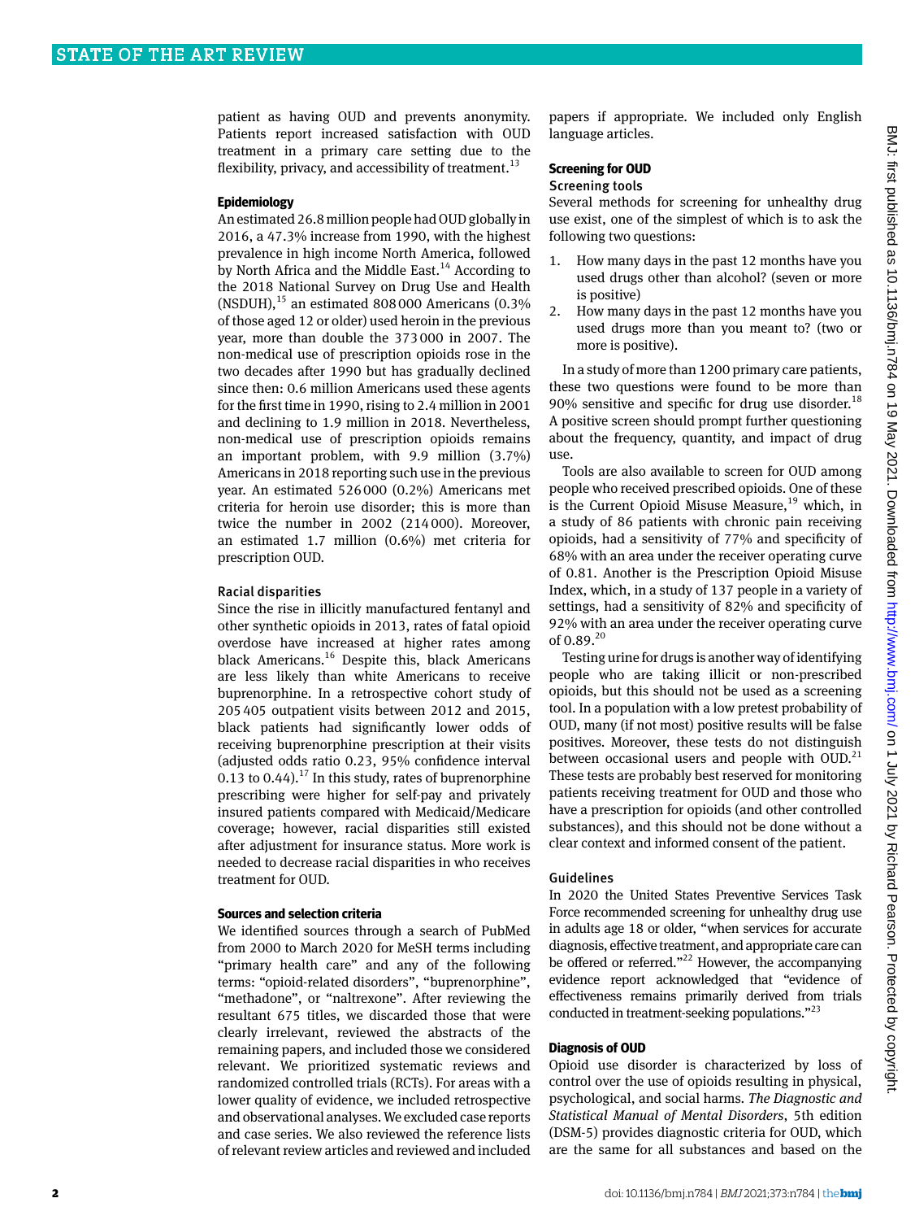patient as having OUD and prevents anonymity. Patients report increased satisfaction with OUD treatment in a primary care setting due to the flexibility, privacy, and accessibility of treatment.[13]

## Epidemiology

An estimated 26.8 million people had OUD globally in 2016, a 47.3% increase from 1990, with the highest prevalence in high income North America, followed by North Africa and the Middle East.[14] According to the 2018 National Survey on Drug Use and Health (NSDUH),[15] an estimated 808 000 Americans (0.3% of those aged 12 or older) used heroin in the previous year, more than double the 373 000 in 2007. The non-medical use of prescription opioids rose in the two decades after 1990 but has gradually declined since then: 0.6 million Americans used these agents for the first time in 1990, rising to 2.4 million in 2001 and declining to 1.9 million in 2018. Nevertheless, non-medical use of prescription opioids remains an important problem, with 9.9 million (3.7%) Americans in 2018 reporting such use in the previous year. An estimated 526 000 (0.2%) Americans met criteria for heroin use disorder; this is more than twice the number in 2002 (214 000). Moreover, an estimated 1.7 million (0.6%) met criteria for prescription OUD.

### Racial disparities

Since the rise in illicitly manufactured fentanyl and other synthetic opioids in 2013, rates of fatal opioid overdose have increased at higher rates among black Americans.[16] Despite this, black Americans are less likely than white Americans to receive buprenorphine. In a retrospective cohort study of 205 405 outpatient visits between 2012 and 2015, black patients had significantly lower odds of receiving buprenorphine prescription at their visits (adjusted odds ratio 0.23, 95% confidence interval 0.13 to 0.44).[17] In this study, rates of buprenorphine prescribing were higher for self-pay and privately insured patients compared with Medicaid/Medicare coverage; however, racial disparities still existed after adjustment for insurance status. More work is needed to decrease racial disparities in who receives treatment for OUD.

## Sources and selection criteria

We identified sources through a search of PubMed from 2000 to March 2020 for MeSH terms including "primary health care" and any of the following terms: "opioid-related disorders", "buprenorphine", "methadone", or "naltrexone". After reviewing the resultant 675 titles, we discarded those that were clearly irrelevant, reviewed the abstracts of the remaining papers, and included those we considered relevant. We prioritized systematic reviews and randomized controlled trials (RCTs). For areas with a lower quality of evidence, we included retrospective and observational analyses. We excluded case reports and case series. We also reviewed the reference lists of relevant review articles and reviewed and included papers if appropriate. We included only English language articles.

## Screening for OUD

### Screening tools

Several methods for screening for unhealthy drug use exist, one of the simplest of which is to ask the following two questions:

1. How many days in the past 12 months have you used drugs other than alcohol? (seven or more is positive)
2. How many days in the past 12 months have you used drugs more than you meant to? (two or more is positive).

In a study of more than 1200 primary care patients, these two questions were found to be more than 90% sensitive and specific for drug use disorder.[18] A positive screen should prompt further questioning about the frequency, quantity, and impact of drug use.

Tools are also available to screen for OUD among people who received prescribed opioids. One of these is the Current Opioid Misuse Measure,[19] which, in a study of 86 patients with chronic pain receiving opioids, had a sensitivity of 77% and specificity of 68% with an area under the receiver operating curve of 0.81. Another is the Prescription Opioid Misuse Index, which, in a study of 137 people in a variety of settings, had a sensitivity of 82% and specificity of 92% with an area under the receiver operating curve of 0.89.[20]

Testing urine for drugs is another way of identifying people who are taking illicit or non-prescribed opioids, but this should not be used as a screening tool. In a population with a low pretest probability of OUD, many (if not most) positive results will be false positives. Moreover, these tests do not distinguish between occasional users and people with OUD.[21] These tests are probably best reserved for monitoring patients receiving treatment for OUD and those who have a prescription for opioids (and other controlled substances), and this should not be done without a clear context and informed consent of the patient.

### Guidelines

In 2020 the United States Preventive Services Task Force recommended screening for unhealthy drug use in adults age 18 or older, "when services for accurate diagnosis, effective treatment, and appropriate care can be offered or referred."[22] However, the accompanying evidence report acknowledged that "evidence of effectiveness remains primarily derived from trials conducted in treatment-seeking populations."[23]

## Diagnosis of OUD

Opioid use disorder is characterized by loss of control over the use of opioids resulting in physical, psychological, and social harms. *The Diagnostic and Statistical Manual of Mental Disorders*, 5th edition (DSM-5) provides diagnostic criteria for OUD, which are the same for all substances and based on the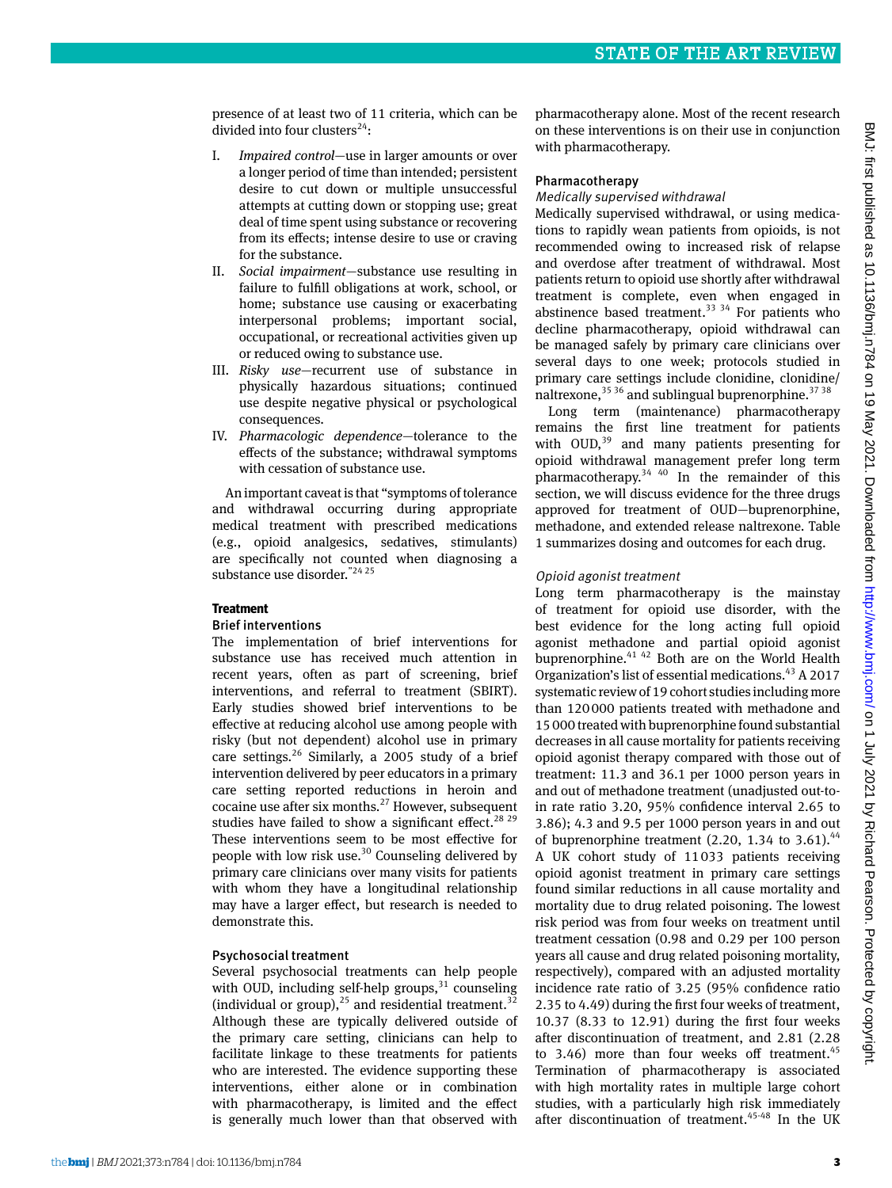presence of at least two of 11 criteria, which can be divided into four clusters[24]:

I. *Impaired control*—use in larger amounts or over a longer period of time than intended; persistent desire to cut down or multiple unsuccessful attempts at cutting down or stopping use; great deal of time spent using substance or recovering from its effects; intense desire to use or craving for the substance.
II. *Social impairment*—substance use resulting in failure to fulfill obligations at work, school, or home; substance use causing or exacerbating interpersonal problems; important social, occupational, or recreational activities given up or reduced owing to substance use.
III. *Risky use*—recurrent use of substance in physically hazardous situations; continued use despite negative physical or psychological consequences.
IV. *Pharmacologic dependence*—tolerance to the effects of the substance; withdrawal symptoms with cessation of substance use.

An important caveat is that "symptoms of tolerance and withdrawal occurring during appropriate medical treatment with prescribed medications (e.g., opioid analgesics, sedatives, stimulants) are specifically not counted when diagnosing a substance use disorder."[24,25]

## Treatment

### Brief interventions

The implementation of brief interventions for substance use has received much attention in recent years, often as part of screening, brief interventions, and referral to treatment (SBIRT). Early studies showed brief interventions to be effective at reducing alcohol use among people with risky (but not dependent) alcohol use in primary care settings.[26] Similarly, a 2005 study of a brief intervention delivered by peer educators in a primary care setting reported reductions in heroin and cocaine use after six months.[27] However, subsequent studies have failed to show a significant effect.[28,29] These interventions seem to be most effective for people with low risk use.[30] Counseling delivered by primary care clinicians over many visits for patients with whom they have a longitudinal relationship may have a larger effect, but research is needed to demonstrate this.

### Psychosocial treatment

Several psychosocial treatments can help people with OUD, including self-help groups,[31] counseling (individual or group),[25] and residential treatment.[32] Although these are typically delivered outside of the primary care setting, clinicians can help to facilitate linkage to these treatments for patients who are interested. The evidence supporting these interventions, either alone or in combination with pharmacotherapy, is limited and the effect is generally much lower than that observed with pharmacotherapy alone. Most of the recent research on these interventions is on their use in conjunction with pharmacotherapy.

### Pharmacotherapy

#### *Medically supervised withdrawal*

Medically supervised withdrawal, or using medications to rapidly wean patients from opioids, is not recommended owing to increased risk of relapse and overdose after treatment of withdrawal. Most patients return to opioid use shortly after withdrawal treatment is complete, even when engaged in abstinence based treatment.[33,34] For patients who decline pharmacotherapy, opioid withdrawal can be managed safely by primary care clinicians over several days to one week; protocols studied in primary care settings include clonidine, clonidine/naltrexone,[35,36] and sublingual buprenorphine.[37,38]

Long term (maintenance) pharmacotherapy remains the first line treatment for patients with OUD,[39] and many patients presenting for opioid withdrawal management prefer long term pharmacotherapy.[34,40] In the remainder of this section, we will discuss evidence for the three drugs approved for treatment of OUD—buprenorphine, methadone, and extended release naltrexone. Table 1 summarizes dosing and outcomes for each drug.

#### *Opioid agonist treatment*

Long term pharmacotherapy is the mainstay of treatment for opioid use disorder, with the best evidence for the long acting full opioid agonist methadone and partial opioid agonist buprenorphine.[41,42] Both are on the World Health Organization's list of essential medications.[43] A 2017 systematic review of 19 cohort studies including more than 120 000 patients treated with methadone and 15 000 treated with buprenorphine found substantial decreases in all cause mortality for patients receiving opioid agonist therapy compared with those out of treatment: 11.3 and 36.1 per 1000 person years in and out of methadone treatment (unadjusted out-to-in rate ratio 3.20, 95% confidence interval 2.65 to 3.86); 4.3 and 9.5 per 1000 person years in and out of buprenorphine treatment (2.20, 1.34 to 3.61).[44] A UK cohort study of 11 033 patients receiving opioid agonist treatment in primary care settings found similar reductions in all cause mortality and mortality due to drug related poisoning. The lowest risk period was from four weeks on treatment until treatment cessation (0.98 and 0.29 per 100 person years all cause and drug related poisoning mortality, respectively), compared with an adjusted mortality incidence rate ratio of 3.25 (95% confidence ratio 2.35 to 4.49) during the first four weeks of treatment, 10.37 (8.33 to 12.91) during the first four weeks after discontinuation of treatment, and 2.81 (2.28 to 3.46) more than four weeks off treatment.[45] Termination of pharmacotherapy is associated with high mortality rates in multiple large cohort studies, with a particularly high risk immediately after discontinuation of treatment.[45-48] In the UK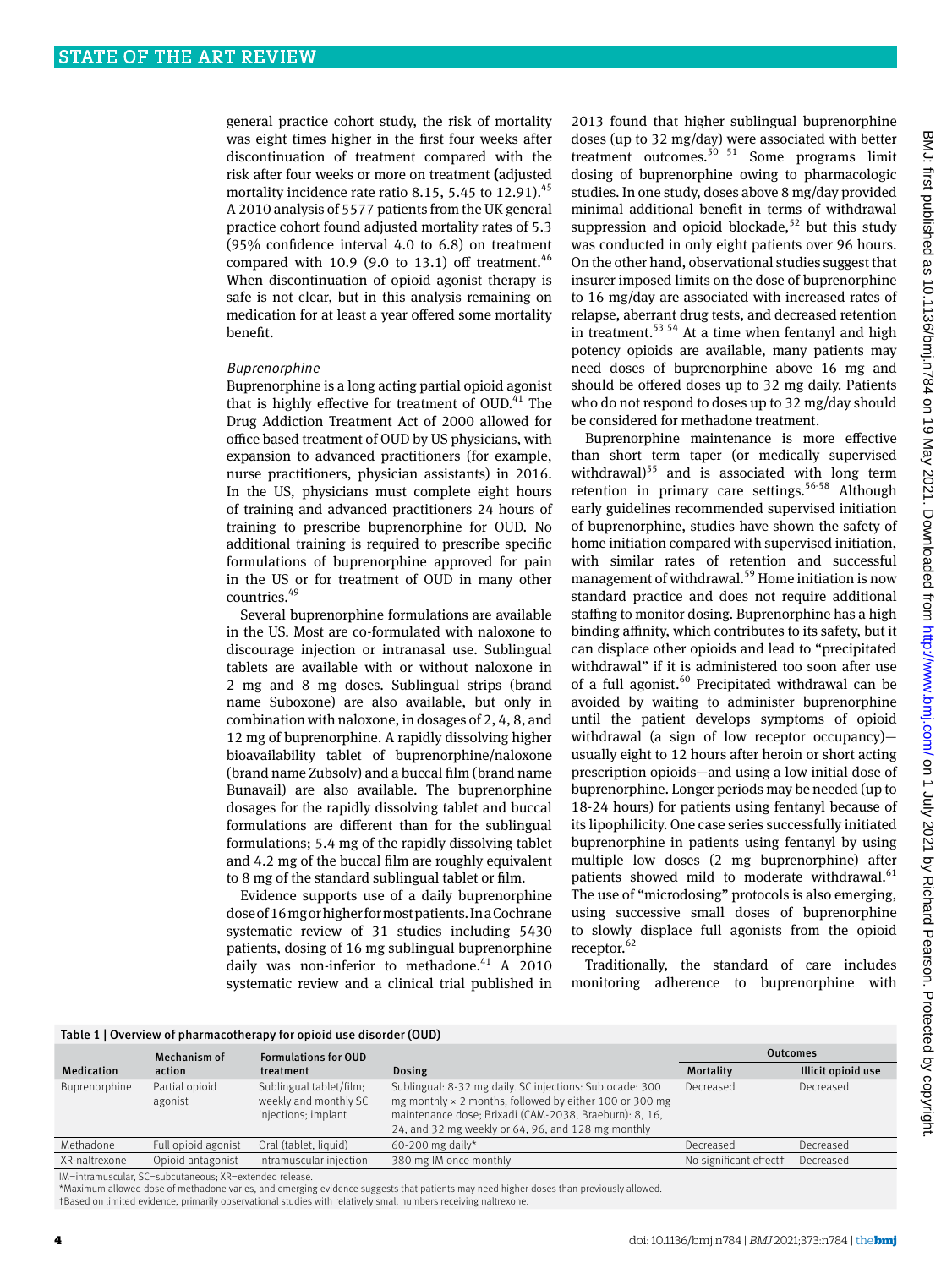general practice cohort study, the risk of mortality was eight times higher in the first four weeks after discontinuation of treatment compared with the risk after four weeks or more on treatment (adjusted mortality incidence rate ratio 8.15, 5.45 to 12.91).[45] A 2010 analysis of 5577 patients from the UK general practice cohort found adjusted mortality rates of 5.3 (95% confidence interval 4.0 to 6.8) on treatment compared with 10.9 (9.0 to 13.1) off treatment.[46] When discontinuation of opioid agonist therapy is safe is not clear, but in this analysis remaining on medication for at least a year offered some mortality benefit.

### *Buprenorphine*

Buprenorphine is a long acting partial opioid agonist that is highly effective for treatment of OUD.[41] The Drug Addiction Treatment Act of 2000 allowed for office based treatment of OUD by US physicians, with expansion to advanced practitioners (for example, nurse practitioners, physician assistants) in 2016. In the US, physicians must complete eight hours of training and advanced practitioners 24 hours of training to prescribe buprenorphine for OUD. No additional training is required to prescribe specific formulations of buprenorphine approved for pain in the US or for treatment of OUD in many other countries.[49]

Several buprenorphine formulations are available in the US. Most are co-formulated with naloxone to discourage injection or intranasal use. Sublingual tablets are available with or without naloxone in 2 mg and 8 mg doses. Sublingual strips (brand name Suboxone) are also available, but only in combination with naloxone, in dosages of 2, 4, 8, and 12 mg of buprenorphine. A rapidly dissolving higher bioavailability tablet of buprenorphine/naloxone (brand name Zubsolv) and a buccal film (brand name Bunavail) are also available. The buprenorphine dosages for the rapidly dissolving tablet and buccal formulations are different than for the sublingual formulations; 5.4 mg of the rapidly dissolving tablet and 4.2 mg of the buccal film are roughly equivalent to 8 mg of the standard sublingual tablet or film.

Evidence supports use of a daily buprenorphine dose of 16 mg or higher for most patients. In a Cochrane systematic review of 31 studies including 5430 patients, dosing of 16 mg sublingual buprenorphine daily was non-inferior to methadone.[41] A 2010 systematic review and a clinical trial published in 2013 found that higher sublingual buprenorphine doses (up to 32 mg/day) were associated with better treatment outcomes.[50 51] Some programs limit dosing of buprenorphine owing to pharmacologic studies. In one study, doses above 8 mg/day provided minimal additional benefit in terms of withdrawal suppression and opioid blockade,[52] but this study was conducted in only eight patients over 96 hours. On the other hand, observational studies suggest that insurer imposed limits on the dose of buprenorphine to 16 mg/day are associated with increased rates of relapse, aberrant drug tests, and decreased retention in treatment.[53 54] At a time when fentanyl and high potency opioids are available, many patients may need doses of buprenorphine above 16 mg and should be offered doses up to 32 mg daily. Patients who do not respond to doses up to 32 mg/day should be considered for methadone treatment.

Buprenorphine maintenance is more effective than short term taper (or medically supervised withdrawal)[55] and is associated with long term retention in primary care settings.[56-58] Although early guidelines recommended supervised initiation of buprenorphine, studies have shown the safety of home initiation compared with supervised initiation, with similar rates of retention and successful management of withdrawal.[59] Home initiation is now standard practice and does not require additional staffing to monitor dosing. Buprenorphine has a high binding affinity, which contributes to its safety, but it can displace other opioids and lead to "precipitated withdrawal" if it is administered too soon after use of a full agonist.[60] Precipitated withdrawal can be avoided by waiting to administer buprenorphine until the patient develops symptoms of opioid withdrawal (a sign of low receptor occupancy)—usually eight to 12 hours after heroin or short acting prescription opioids—and using a low initial dose of buprenorphine. Longer periods may be needed (up to 18-24 hours) for patients using fentanyl because of its lipophilicity. One case series successfully initiated buprenorphine in patients using fentanyl by using multiple low doses (2 mg buprenorphine) after patients showed mild to moderate withdrawal.[61] The use of "microdosing" protocols is also emerging, using successive small doses of buprenorphine to slowly displace full agonists from the opioid receptor.[62]

Traditionally, the standard of care includes monitoring adherence to buprenorphine with

**Table 1 | Overview of pharmacotherapy for opioid use disorder (OUD)**

| Medication | Mechanism of action | Formulations for OUD treatment | Dosing | Outcomes | |
|---|---|---|---|---|---|
| | | | | Mortality | Illicit opioid use |
| Buprenorphine | Partial opioid agonist | Sublingual tablet/film; weekly and monthly SC injections; implant | Sublingual: 8-32 mg daily. SC injections: Sublocade: 300 mg monthly × 2 months, followed by either 100 or 300 mg maintenance dose; Brixadi (CAM-2038, Braeburn): 8, 16, 24, and 32 mg weekly or 64, 96, and 128 mg monthly | Decreased | Decreased |
| Methadone | Full opioid agonist | Oral (tablet, liquid) | 60-200 mg daily* | Decreased | Decreased |
| XR-naltrexone | Opioid antagonist | Intramuscular injection | 380 mg IM once monthly | No significant effect† | Decreased |

IM=intramuscular, SC=subcutaneous; XR=extended release.
*Maximum allowed dose of methadone varies, and emerging evidence suggests that patients may need higher doses than previously allowed.
†Based on limited evidence, primarily observational studies with relatively small numbers receiving naltrexone.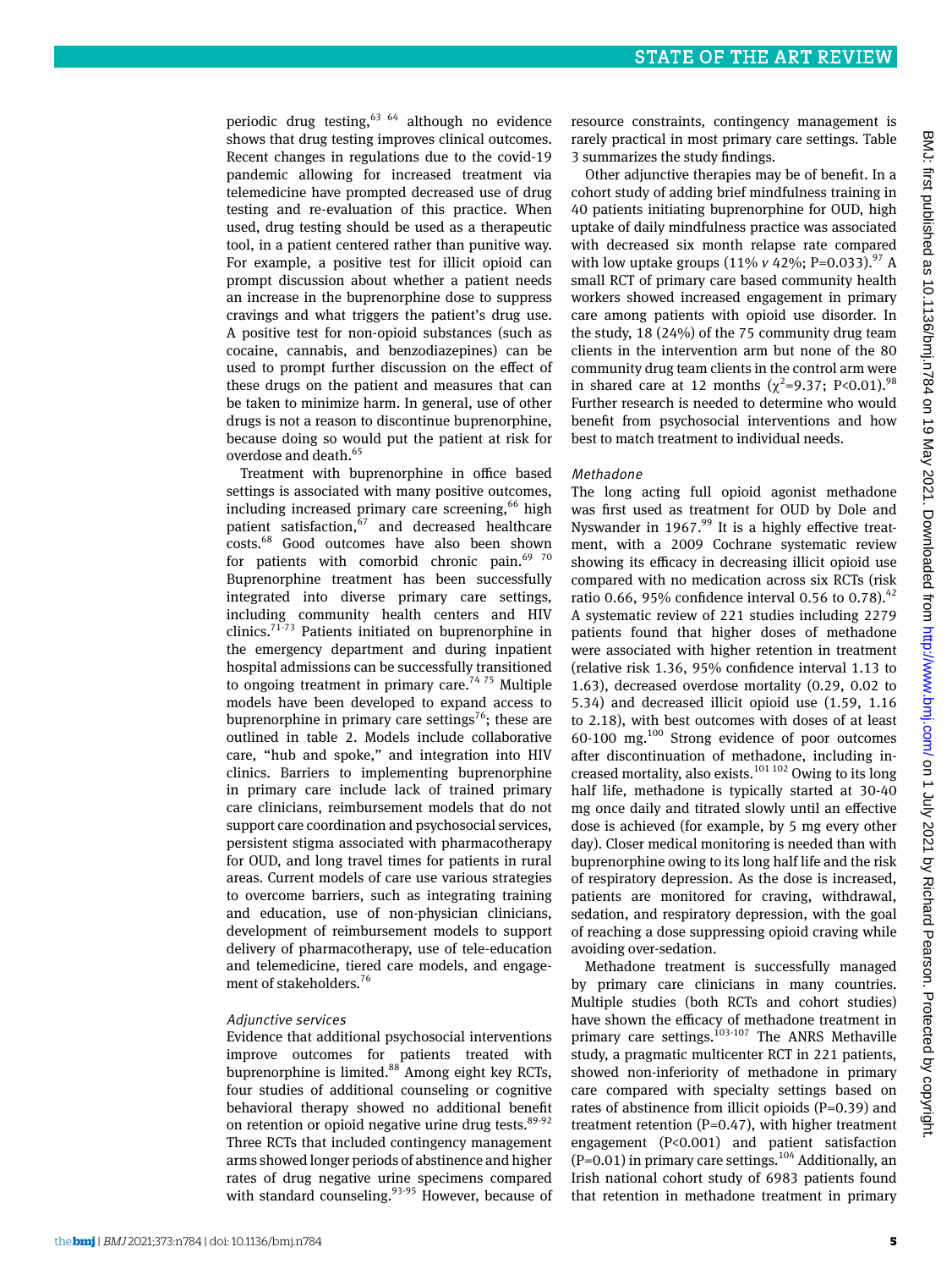periodic drug testing,[63 64] although no evidence shows that drug testing improves clinical outcomes. Recent changes in regulations due to the covid-19 pandemic allowing for increased treatment via telemedicine have prompted decreased use of drug testing and re-evaluation of this practice. When used, drug testing should be used as a therapeutic tool, in a patient centered rather than punitive way. For example, a positive test for illicit opioid can prompt discussion about whether a patient needs an increase in the buprenorphine dose to suppress cravings and what triggers the patient's drug use. A positive test for non-opioid substances (such as cocaine, cannabis, and benzodiazepines) can be used to prompt further discussion on the effect of these drugs on the patient and measures that can be taken to minimize harm. In general, use of other drugs is not a reason to discontinue buprenorphine, because doing so would put the patient at risk for overdose and death.[65]

Treatment with buprenorphine in office based settings is associated with many positive outcomes, including increased primary care screening,[66] high patient satisfaction,[67] and decreased healthcare costs.[68] Good outcomes have also been shown for patients with comorbid chronic pain.[69 70] Buprenorphine treatment has been successfully integrated into diverse primary care settings, including community health centers and HIV clinics.[71-73] Patients initiated on buprenorphine in the emergency department and during inpatient hospital admissions can be successfully transitioned to ongoing treatment in primary care.[74 75] Multiple models have been developed to expand access to buprenorphine in primary care settings[76]; these are outlined in table 2. Models include collaborative care, "hub and spoke," and integration into HIV clinics. Barriers to implementing buprenorphine in primary care include lack of trained primary care clinicians, reimbursement models that do not support care coordination and psychosocial services, persistent stigma associated with pharmacotherapy for OUD, and long travel times for patients in rural areas. Current models of care use various strategies to overcome barriers, such as integrating training and education, use of non-physician clinicians, development of reimbursement models to support delivery of pharmacotherapy, use of tele-education and telemedicine, tiered care models, and engagement of stakeholders.[76]

### *Adjunctive services*

Evidence that additional psychosocial interventions improve outcomes for patients treated with buprenorphine is limited.[88] Among eight key RCTs, four studies of additional counseling or cognitive behavioral therapy showed no additional benefit on retention or opioid negative urine drug tests.[89-92] Three RCTs that included contingency management arms showed longer periods of abstinence and higher rates of drug negative urine specimens compared with standard counseling.[93-95] However, because of resource constraints, contingency management is rarely practical in most primary care settings. Table 3 summarizes the study findings.

Other adjunctive therapies may be of benefit. In a cohort study of adding brief mindfulness training in 40 patients initiating buprenorphine for OUD, high uptake of daily mindfulness practice was associated with decreased six month relapse rate compared with low uptake groups (11% *v* 42%; P=0.033).[97] A small RCT of primary care based community health workers showed increased engagement in primary care among patients with opioid use disorder. In the study, 18 (24%) of the 75 community drug team clients in the intervention arm but none of the 80 community drug team clients in the control arm were in shared care at 12 months ($\chi^2$=9.37; P<0.01).[98] Further research is needed to determine who would benefit from psychosocial interventions and how best to match treatment to individual needs.

### *Methadone*

The long acting full opioid agonist methadone was first used as treatment for OUD by Dole and Nyswander in 1967.[99] It is a highly effective treatment, with a 2009 Cochrane systematic review showing its efficacy in decreasing illicit opioid use compared with no medication across six RCTs (risk ratio 0.66, 95% confidence interval 0.56 to 0.78).[42] A systematic review of 221 studies including 2279 patients found that higher doses of methadone were associated with higher retention in treatment (relative risk 1.36, 95% confidence interval 1.13 to 1.63), decreased overdose mortality (0.29, 0.02 to 5.34) and decreased illicit opioid use (1.59, 1.16 to 2.18), with best outcomes with doses of at least 60-100 mg.[100] Strong evidence of poor outcomes after discontinuation of methadone, including increased mortality, also exists.[101 102] Owing to its long half life, methadone is typically started at 30-40 mg once daily and titrated slowly until an effective dose is achieved (for example, by 5 mg every other day). Closer medical monitoring is needed than with buprenorphine owing to its long half life and the risk of respiratory depression. As the dose is increased, patients are monitored for craving, withdrawal, sedation, and respiratory depression, with the goal of reaching a dose suppressing opioid craving while avoiding over-sedation.

Methadone treatment is successfully managed by primary care clinicians in many countries. Multiple studies (both RCTs and cohort studies) have shown the efficacy of methadone treatment in primary care settings.[103-107] The ANRS Methaville study, a pragmatic multicenter RCT in 221 patients, showed non-inferiority of methadone in primary care compared with specialty settings based on rates of abstinence from illicit opioids (P=0.39) and treatment retention (P=0.47), with higher treatment engagement (P<0.001) and patient satisfaction (P=0.01) in primary care settings.[104] Additionally, an Irish national cohort study of 6983 patients found that retention in methadone treatment in primary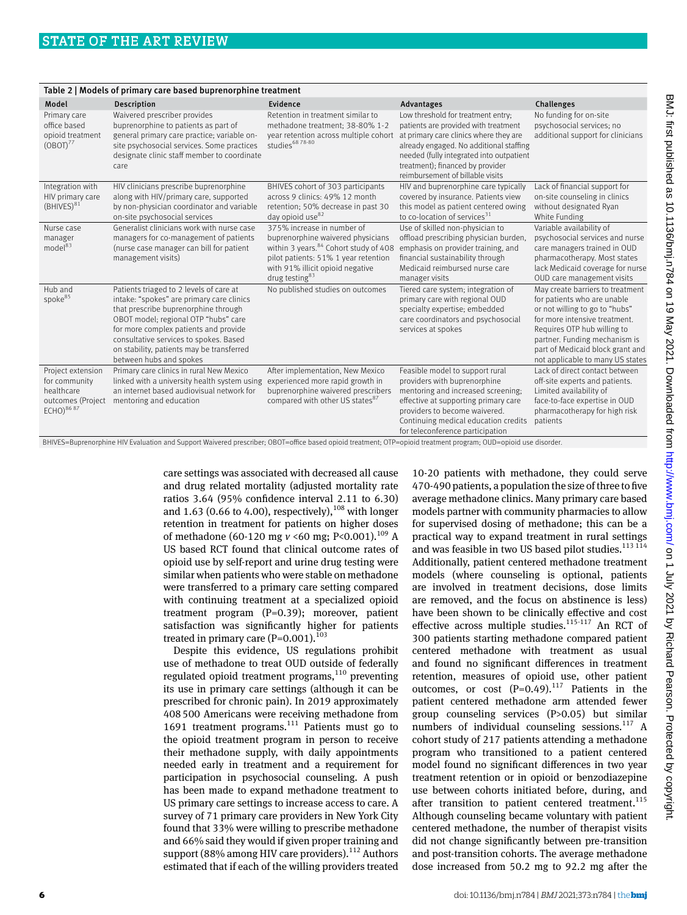Table 2 | Models of primary care based buprenorphine treatment

| Model | Description | Evidence | Advantages | Challenges |
|---|---|---|---|---|
| Primary care office based opioid treatment (OBOT)[77] | Waivered prescriber provides buprenorphine to patients as part of general primary care practice; variable on-site psychosocial services. Some practices designate clinic staff member to coordinate care | Retention in treatment similar to methadone treatment; 38-80% 1-2 year retention across multiple cohort studies[68 78-80] | Low threshold for treatment entry; patients are provided with treatment at primary care clinics where they are already engaged. No additional staffing needed (fully integrated into outpatient treatment); financed by provider reimbursement of billable visits | No funding for on-site psychosocial services; no additional support for clinicians |
| Integration with HIV primary care (BHIVES)[81] | HIV clinicians prescribe buprenorphine along with HIV/primary care, supported by non-physician coordinator and variable on-site psychosocial services | BHIVES cohort of 303 participants across 9 clinics: 49% 12 month retention; 50% decrease in past 30 day opioid use[82] | HIV and buprenorphine care typically covered by insurance. Patients view this model as patient centered owing to co-location of services[31] | Lack of financial support for on-site counseling in clinics without designated Ryan White Funding |
| Nurse case manager model[83] | Generalist clinicians work with nurse case managers for co-management of patients (nurse case manager can bill for patient management visits) | 375% increase in number of buprenorphine waivered physicians within 3 years.[84] Cohort study of 408 pilot patients: 51% 1 year retention with 91% illicit opioid negative drug testing[83] | Use of skilled non-physician to offload prescribing physician burden, emphasis on provider training, and financial sustainability through Medicaid reimbursed nurse care manager visits | Variable availability of psychosocial services and nurse care managers trained in OUD pharmacotherapy. Most states lack Medicaid coverage for nurse OUD care management visits |
| Hub and spoke[85] | Patients triaged to 2 levels of care at intake: "spokes" are primary care clinics that prescribe buprenorphine through OBOT model; regional OTP "hubs" care for more complex patients and provide consultative services to spokes. Based on stability, patients may be transferred between hubs and spokes | No published studies on outcomes | Tiered care system; integration of primary care with regional OUD specialty expertise; embedded care coordinators and psychosocial services at spokes | May create barriers to treatment for patients who are unable or not willing to go to "hubs" for more intensive treatment. Requires OTP hub willing to partner. Funding mechanism is part of Medicaid block grant and not applicable to many US states |
| Project extension for community healthcare outcomes (Project ECHO)[86 87] | Primary care clinics in rural New Mexico linked with a university health system using an internet based audiovisual network for mentoring and education | After implementation, New Mexico experienced more rapid growth in buprenorphine waivered prescribers compared with other US states[87] | Feasible model to support rural providers with buprenorphine mentoring and increased screening; effective at supporting primary care providers to become waivered. Continuing medical education credits for teleconference participation | Lack of direct contact between off-site experts and patients. Limited availability of face-to-face expertise in OUD pharmacotherapy for high risk patients |

BHIVES=Buprenorphine HIV Evaluation and Support Waivered prescriber; OBOT=office based opioid treatment; OTP=opioid treatment program; OUD=opioid use disorder.

care settings was associated with decreased all cause and drug related mortality (adjusted mortality rate ratios 3.64 (95% confidence interval 2.11 to 6.30) and 1.63 (0.66 to 4.00), respectively),[108] with longer retention in treatment for patients on higher doses of methadone (60-120 mg *v* <60 mg; P<0.001).[109] A US based RCT found that clinical outcome rates of opioid use by self-report and urine drug testing were similar when patients who were stable on methadone were transferred to a primary care setting compared with continuing treatment at a specialized opioid treatment program (P=0.39); moreover, patient satisfaction was significantly higher for patients treated in primary care (P=0.001).[103]

Despite this evidence, US regulations prohibit use of methadone to treat OUD outside of federally regulated opioid treatment programs,[110] preventing its use in primary care settings (although it can be prescribed for chronic pain). In 2019 approximately 408 500 Americans were receiving methadone from 1691 treatment programs.[111] Patients must go to the opioid treatment program in person to receive their methadone supply, with daily appointments needed early in treatment and a requirement for participation in psychosocial counseling. A push has been made to expand methadone treatment to US primary care settings to increase access to care. A survey of 71 primary care providers in New York City found that 33% were willing to prescribe methadone and 66% said they would if given proper training and support (88% among HIV care providers).[112] Authors estimated that if each of the willing providers treated 10-20 patients with methadone, they could serve 470-490 patients, a population the size of three to five average methadone clinics. Many primary care based models partner with community pharmacies to allow for supervised dosing of methadone; this can be a practical way to expand treatment in rural settings and was feasible in two US based pilot studies.[113 114] Additionally, patient centered methadone treatment models (where counseling is optional, patients are involved in treatment decisions, dose limits are removed, and the focus on abstinence is less) have been shown to be clinically effective and cost effective across multiple studies.[115-117] An RCT of 300 patients starting methadone compared patient centered methadone with treatment as usual and found no significant differences in treatment retention, measures of opioid use, other patient outcomes, or cost (P=0.49).[117] Patients in the patient centered methadone arm attended fewer group counseling services (P>0.05) but similar numbers of individual counseling sessions.[117] A cohort study of 217 patients attending a methadone program who transitioned to a patient centered model found no significant differences in two year treatment retention or in opioid or benzodiazepine use between cohorts initiated before, during, and after transition to patient centered treatment.[115] Although counseling became voluntary with patient centered methadone, the number of therapist visits did not change significantly between pre-transition and post-transition cohorts. The average methadone dose increased from 50.2 mg to 92.2 mg after the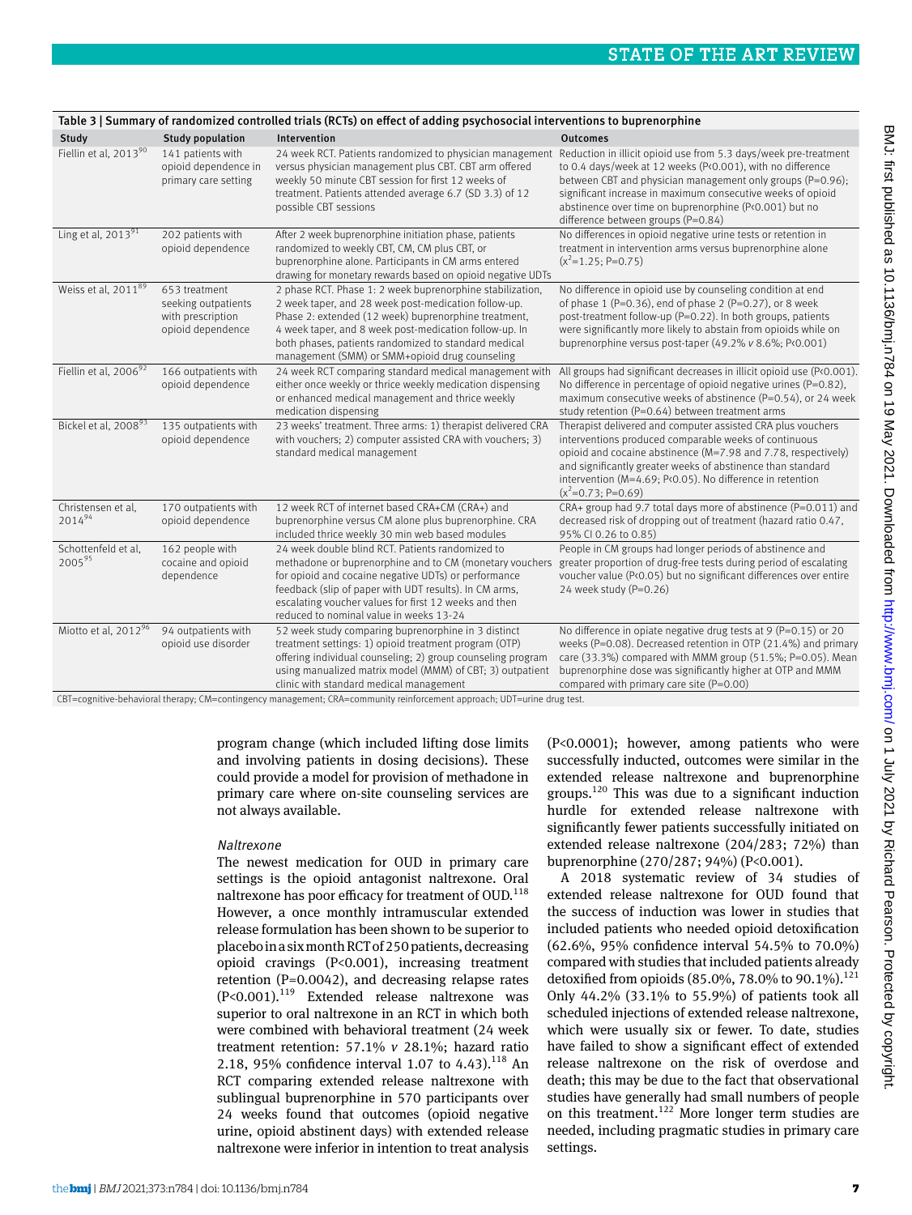**Table 3 | Summary of randomized controlled trials (RCTs) on effect of adding psychosocial interventions to buprenorphine**

| Study | Study population | Intervention | Outcomes |
|---|---|---|---|
| Fiellin et al, 2013[90] | 141 patients with opioid dependence in primary care setting | 24 week RCT. Patients randomized to physician management versus physician management plus CBT. CBT arm offered weekly 50 minute CBT session for first 12 weeks of treatment. Patients attended average 6.7 (SD 3.3) of 12 possible CBT sessions | Reduction in illicit opioid use from 5.3 days/week pre-treatment to 0.4 days/week at 12 weeks (P<0.001), with no difference between CBT and physician management only groups (P=0.96); significant increase in maximum consecutive weeks of opioid abstinence over time on buprenorphine (P<0.001) but no difference between groups (P=0.84) |
| Ling et al, 2013[91] | 202 patients with opioid dependence | After 2 week buprenorphine initiation phase, patients randomized to weekly CBT, CM, CM plus CBT, or buprenorphine alone. Participants in CM arms entered drawing for monetary rewards based on opioid negative UDTs | No differences in opioid negative urine tests or retention in treatment in intervention arms versus buprenorphine alone ($\chi^2$=1.25; P=0.75) |
| Weiss et al, 2011[89] | 653 treatment seeking outpatients with prescription opioid dependence | 2 phase RCT. Phase 1: 2 week buprenorphine stabilization, 2 week taper, and 28 week post-medication follow-up. Phase 2: extended (12 week) buprenorphine treatment, 4 week taper, and 8 week post-medication follow-up. In both phases, patients randomized to standard medical management (SMM) or SMM+opioid drug counseling | No difference in opioid use by counseling condition at end of phase 1 (P=0.36), end of phase 2 (P=0.27), or 8 week post-treatment follow-up (P=0.22). In both groups, patients were significantly more likely to abstain from opioids while on buprenorphine versus post-taper (49.2% *v* 8.6%; P<0.001) |
| Fiellin et al, 2006[92] | 166 outpatients with opioid dependence | 24 week RCT comparing standard medical management with either once weekly or thrice weekly medication dispensing or enhanced medical management and thrice weekly medication dispensing | All groups had significant decreases in illicit opioid use (P<0.001). No difference in percentage of opioid negative urines (P=0.82), maximum consecutive weeks of abstinence (P=0.54), or 24 week study retention (P=0.64) between treatment arms |
| Bickel et al, 2008[93] | 135 outpatients with opioid dependence | 23 weeks' treatment. Three arms: 1) therapist delivered CRA with vouchers; 2) computer assisted CRA with vouchers; 3) standard medical management | Therapist delivered and computer assisted CRA plus vouchers interventions produced comparable weeks of continuous opioid and cocaine abstinence (M=7.98 and 7.78, respectively) and significantly greater weeks of abstinence than standard intervention (M=4.69; P<0.05). No difference in retention ($\chi^2$=0.73; P=0.69) |
| Christensen et al, 2014[94] | 170 outpatients with opioid dependence | 12 week RCT of internet based CRA+CM (CRA+) and buprenorphine versus CM alone plus buprenorphine. CRA included thrice weekly 30 min web based modules | CRA+ group had 9.7 total days more of abstinence (P=0.011) and decreased risk of dropping out of treatment (hazard ratio 0.47, 95% CI 0.26 to 0.85) |
| Schottenfeld et al, 2005[95] | 162 people with cocaine and opioid dependence | 24 week double blind RCT. Patients randomized to methadone or buprenorphine and to CM (monetary vouchers for opioid and cocaine negative UDTs) or performance feedback (slip of paper with UDT results). In CM arms, escalating voucher values for first 12 weeks and then reduced to nominal value in weeks 13-24 | People in CM groups had longer periods of abstinence and greater proportion of drug-free tests during period of escalating voucher value (P<0.05) but no significant differences over entire 24 week study (P=0.26) |
| Miotto et al, 2012[96] | 94 outpatients with opioid use disorder | 52 week study comparing buprenorphine in 3 distinct treatment settings: 1) opioid treatment program (OTP) offering individual counseling; 2) group counseling program using manualized matrix model (MMM) of CBT; 3) outpatient clinic with standard medical management | No difference in opiate negative drug tests at 9 (P=0.15) or 20 weeks (P=0.08). Decreased retention in OTP (21.4%) and primary care (33.3%) compared with MMM group (51.5%; P=0.05). Mean buprenorphine dose was significantly higher at OTP and MMM compared with primary care site (P=0.00) |

CBT=cognitive-behavioral therapy; CM=contingency management; CRA=community reinforcement approach; UDT=urine drug test.

program change (which included lifting dose limits and involving patients in dosing decisions). These could provide a model for provision of methadone in primary care where on-site counseling services are not always available.

### *Naltrexone*

The newest medication for OUD in primary care settings is the opioid antagonist naltrexone. Oral naltrexone has poor efficacy for treatment of OUD.[118] However, a once monthly intramuscular extended release formulation has been shown to be superior to placebo in a six month RCT of 250 patients, decreasing opioid cravings (P<0.001), increasing treatment retention (P=0.0042), and decreasing relapse rates (P<0.001).[119] Extended release naltrexone was superior to oral naltrexone in an RCT in which both were combined with behavioral treatment (24 week treatment retention: 57.1% *v* 28.1%; hazard ratio 2.18, 95% confidence interval 1.07 to 4.43).[118] An RCT comparing extended release naltrexone with sublingual buprenorphine in 570 participants over 24 weeks found that outcomes (opioid negative urine, opioid abstinent days) with extended release naltrexone were inferior in intention to treat analysis (P<0.0001); however, among patients who were successfully inducted, outcomes were similar in the extended release naltrexone and buprenorphine groups.[120] This was due to a significant induction hurdle for extended release naltrexone with significantly fewer patients successfully initiated on extended release naltrexone (204/283; 72%) than buprenorphine (270/287; 94%) (P<0.001).

A 2018 systematic review of 34 studies of extended release naltrexone for OUD found that the success of induction was lower in studies that included patients who needed opioid detoxification (62.6%, 95% confidence interval 54.5% to 70.0%) compared with studies that included patients already detoxified from opioids (85.0%, 78.0% to 90.1%).[121] Only 44.2% (33.1% to 55.9%) of patients took all scheduled injections of extended release naltrexone, which were usually six or fewer. To date, studies have failed to show a significant effect of extended release naltrexone on the risk of overdose and death; this may be due to the fact that observational studies have generally had small numbers of people on this treatment.[122] More longer term studies are needed, including pragmatic studies in primary care settings.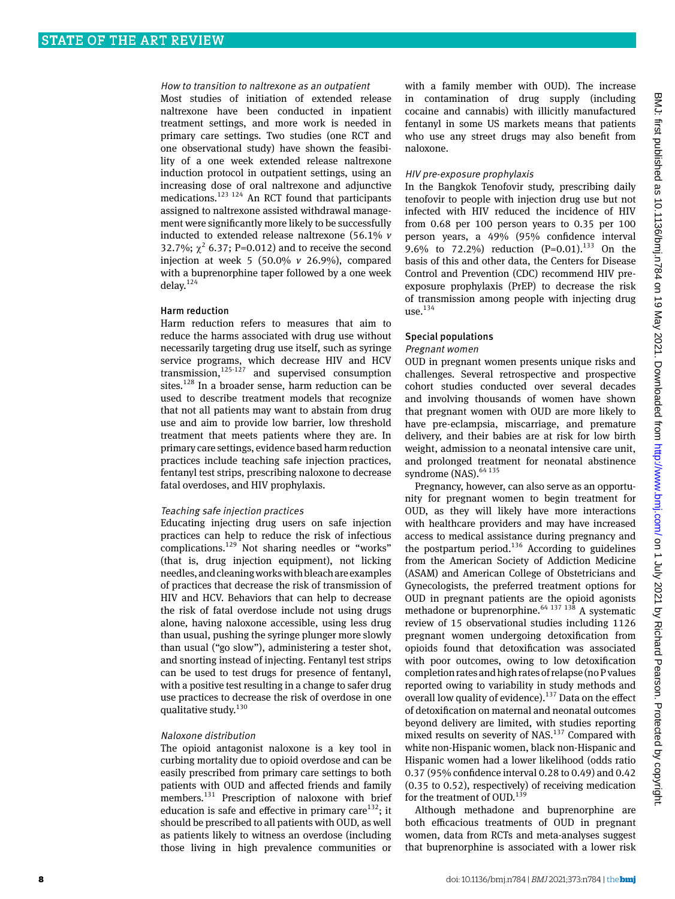#### How to transition to naltrexone as an outpatient

Most studies of initiation of extended release naltrexone have been conducted in inpatient treatment settings, and more work is needed in primary care settings. Two studies (one RCT and one observational study) have shown the feasibility of a one week extended release naltrexone induction protocol in outpatient settings, using an increasing dose of oral naltrexone and adjunctive medications.[123 124] An RCT found that participants assigned to naltrexone assisted withdrawal management were significantly more likely to be successfully inducted to extended release naltrexone (56.1% *v* 32.7%; $\chi^2$ 6.37; P=0.012) and to receive the second injection at week 5 (50.0% *v* 26.9%), compared with a buprenorphine taper followed by a one week delay.[124]

### Harm reduction

Harm reduction refers to measures that aim to reduce the harms associated with drug use without necessarily targeting drug use itself, such as syringe service programs, which decrease HIV and HCV transmission,[125-127] and supervised consumption sites.[128] In a broader sense, harm reduction can be used to describe treatment models that recognize that not all patients may want to abstain from drug use and aim to provide low barrier, low threshold treatment that meets patients where they are. In primary care settings, evidence based harm reduction practices include teaching safe injection practices, fentanyl test strips, prescribing naloxone to decrease fatal overdoses, and HIV prophylaxis.

#### Teaching safe injection practices

Educating injecting drug users on safe injection practices can help to reduce the risk of infectious complications.[129] Not sharing needles or "works" (that is, drug injection equipment), not licking needles, and cleaning works with bleach are examples of practices that decrease the risk of transmission of HIV and HCV. Behaviors that can help to decrease the risk of fatal overdose include not using drugs alone, having naloxone accessible, using less drug than usual, pushing the syringe plunger more slowly than usual ("go slow"), administering a tester shot, and snorting instead of injecting. Fentanyl test strips can be used to test drugs for presence of fentanyl, with a positive test resulting in a change to safer drug use practices to decrease the risk of overdose in one qualitative study.[130]

#### Naloxone distribution

The opioid antagonist naloxone is a key tool in curbing mortality due to opioid overdose and can be easily prescribed from primary care settings to both patients with OUD and affected friends and family members.[131] Prescription of naloxone with brief education is safe and effective in primary care[132]; it should be prescribed to all patients with OUD, as well as patients likely to witness an overdose (including those living in high prevalence communities or with a family member with OUD). The increase in contamination of drug supply (including cocaine and cannabis) with illicitly manufactured fentanyl in some US markets means that patients who use any street drugs may also benefit from naloxone.

#### HIV pre-exposure prophylaxis

In the Bangkok Tenofovir study, prescribing daily tenofovir to people with injection drug use but not infected with HIV reduced the incidence of HIV from 0.68 per 100 person years to 0.35 per 100 person years, a 49% (95% confidence interval 9.6% to 72.2%) reduction (P=0.01).[133] On the basis of this and other data, the Centers for Disease Control and Prevention (CDC) recommend HIV pre-exposure prophylaxis (PrEP) to decrease the risk of transmission among people with injecting drug use.[134]

### Special populations

#### Pregnant women

OUD in pregnant women presents unique risks and challenges. Several retrospective and prospective cohort studies conducted over several decades and involving thousands of women have shown that pregnant women with OUD are more likely to have pre-eclampsia, miscarriage, and premature delivery, and their babies are at risk for low birth weight, admission to a neonatal intensive care unit, and prolonged treatment for neonatal abstinence syndrome (NAS).[64 135]

Pregnancy, however, can also serve as an opportunity for pregnant women to begin treatment for OUD, as they will likely have more interactions with healthcare providers and may have increased access to medical assistance during pregnancy and the postpartum period.[136] According to guidelines from the American Society of Addiction Medicine (ASAM) and American College of Obstetricians and Gynecologists, the preferred treatment options for OUD in pregnant patients are the opioid agonists methadone or buprenorphine.[64 137 138] A systematic review of 15 observational studies including 1126 pregnant women undergoing detoxification from opioids found that detoxification was associated with poor outcomes, owing to low detoxification completion rates and high rates of relapse (no P values reported owing to variability in study methods and overall low quality of evidence).[137] Data on the effect of detoxification on maternal and neonatal outcomes beyond delivery are limited, with studies reporting mixed results on severity of NAS.[137] Compared with white non-Hispanic women, black non-Hispanic and Hispanic women had a lower likelihood (odds ratio 0.37 (95% confidence interval 0.28 to 0.49) and 0.42 (0.35 to 0.52), respectively) of receiving medication for the treatment of OUD.[139]

Although methadone and buprenorphine are both efficacious treatments of OUD in pregnant women, data from RCTs and meta-analyses suggest that buprenorphine is associated with a lower risk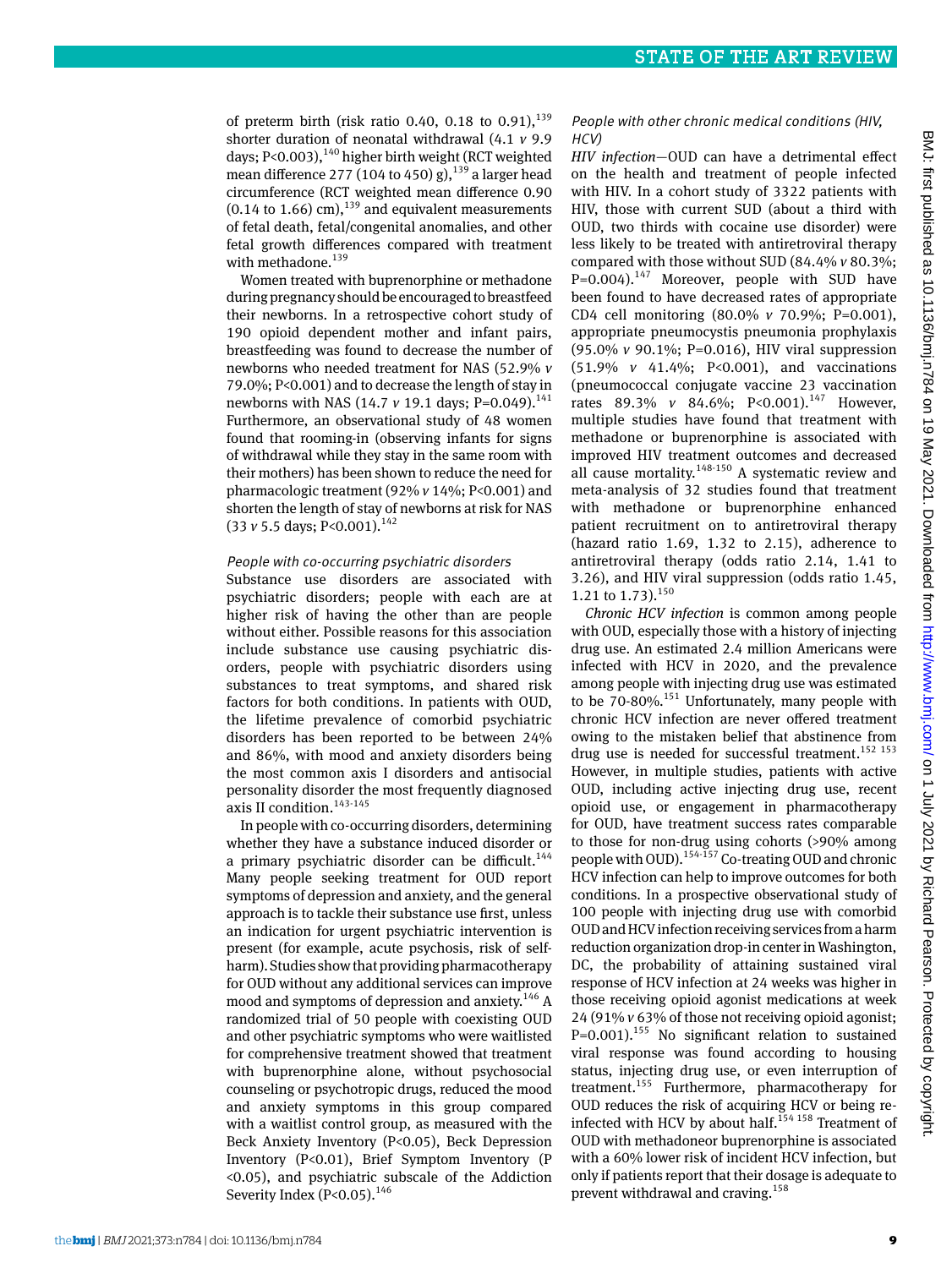of preterm birth (risk ratio 0.40, 0.18 to 0.91),[139] shorter duration of neonatal withdrawal (4.1 *v* 9.9 days; P<0.003),[140] higher birth weight (RCT weighted mean difference 277 (104 to 450) g),[139] a larger head circumference (RCT weighted mean difference 0.90 (0.14 to 1.66) cm),[139] and equivalent measurements of fetal death, fetal/congenital anomalies, and other fetal growth differences compared with treatment with methadone.[139]

Women treated with buprenorphine or methadone during pregnancy should be encouraged to breastfeed their newborns. In a retrospective cohort study of 190 opioid dependent mother and infant pairs, breastfeeding was found to decrease the number of newborns who needed treatment for NAS (52.9% *v* 79.0%; P<0.001) and to decrease the length of stay in newborns with NAS (14.7 *v* 19.1 days; P=0.049).[141] Furthermore, an observational study of 48 women found that rooming-in (observing infants for signs of withdrawal while they stay in the same room with their mothers) has been shown to reduce the need for pharmacologic treatment (92% *v* 14%; P<0.001) and shorten the length of stay of newborns at risk for NAS (33 *v* 5.5 days; P<0.001).[142]

### *People with co-occurring psychiatric disorders*

Substance use disorders are associated with psychiatric disorders; people with each are at higher risk of having the other than are people without either. Possible reasons for this association include substance use causing psychiatric disorders, people with psychiatric disorders using substances to treat symptoms, and shared risk factors for both conditions. In patients with OUD, the lifetime prevalence of comorbid psychiatric disorders has been reported to be between 24% and 86%, with mood and anxiety disorders being the most common axis I disorders and antisocial personality disorder the most frequently diagnosed axis II condition.[143-145]

In people with co-occurring disorders, determining whether they have a substance induced disorder or a primary psychiatric disorder can be difficult.[144] Many people seeking treatment for OUD report symptoms of depression and anxiety, and the general approach is to tackle their substance use first, unless an indication for urgent psychiatric intervention is present (for example, acute psychosis, risk of self-harm). Studies show that providing pharmacotherapy for OUD without any additional services can improve mood and symptoms of depression and anxiety.[146] A randomized trial of 50 people with coexisting OUD and other psychiatric symptoms who were waitlisted for comprehensive treatment showed that treatment with buprenorphine alone, without psychosocial counseling or psychotropic drugs, reduced the mood and anxiety symptoms in this group compared with a waitlist control group, as measured with the Beck Anxiety Inventory (P<0.05), Beck Depression Inventory (P<0.01), Brief Symptom Inventory (P <0.05), and psychiatric subscale of the Addiction Severity Index (P<0.05).[146]

### *People with other chronic medical conditions (HIV, HCV)*

*HIV infection*—OUD can have a detrimental effect on the health and treatment of people infected with HIV. In a cohort study of 3322 patients with HIV, those with current SUD (about a third with OUD, two thirds with cocaine use disorder) were less likely to be treated with antiretroviral therapy compared with those without SUD (84.4% *v* 80.3%; P=0.004).[147] Moreover, people with SUD have been found to have decreased rates of appropriate CD4 cell monitoring (80.0% *v* 70.9%; P=0.001), appropriate pneumocystis pneumonia prophylaxis (95.0% *v* 90.1%; P=0.016), HIV viral suppression (51.9% *v* 41.4%; P<0.001), and vaccinations (pneumococcal conjugate vaccine 23 vaccination rates 89.3% *v* 84.6%; P<0.001).[147] However, multiple studies have found that treatment with methadone or buprenorphine is associated with improved HIV treatment outcomes and decreased all cause mortality.[148-150] A systematic review and meta-analysis of 32 studies found that treatment with methadone or buprenorphine enhanced patient recruitment on to antiretroviral therapy (hazard ratio 1.69, 1.32 to 2.15), adherence to antiretroviral therapy (odds ratio 2.14, 1.41 to 3.26), and HIV viral suppression (odds ratio 1.45, 1.21 to 1.73).[150]

*Chronic HCV infection* is common among people with OUD, especially those with a history of injecting drug use. An estimated 2.4 million Americans were infected with HCV in 2020, and the prevalence among people with injecting drug use was estimated to be 70-80%.[151] Unfortunately, many people with chronic HCV infection are never offered treatment owing to the mistaken belief that abstinence from drug use is needed for successful treatment.[152 153] However, in multiple studies, patients with active OUD, including active injecting drug use, recent opioid use, or engagement in pharmacotherapy for OUD, have treatment success rates comparable to those for non-drug using cohorts (>90% among people with OUD).[154-157] Co-treating OUD and chronic HCV infection can help to improve outcomes for both conditions. In a prospective observational study of 100 people with injecting drug use with comorbid OUD and HCV infection receiving services from a harm reduction organization drop-in center in Washington, DC, the probability of attaining sustained viral response of HCV infection at 24 weeks was higher in those receiving opioid agonist medications at week 24 (91% *v* 63% of those not receiving opioid agonist; P=0.001).[155] No significant relation to sustained viral response was found according to housing status, injecting drug use, or even interruption of treatment.[155] Furthermore, pharmacotherapy for OUD reduces the risk of acquiring HCV or being re-infected with HCV by about half.[154 158] Treatment of OUD with methadoneor buprenorphine is associated with a 60% lower risk of incident HCV infection, but only if patients report that their dosage is adequate to prevent withdrawal and craving.[158]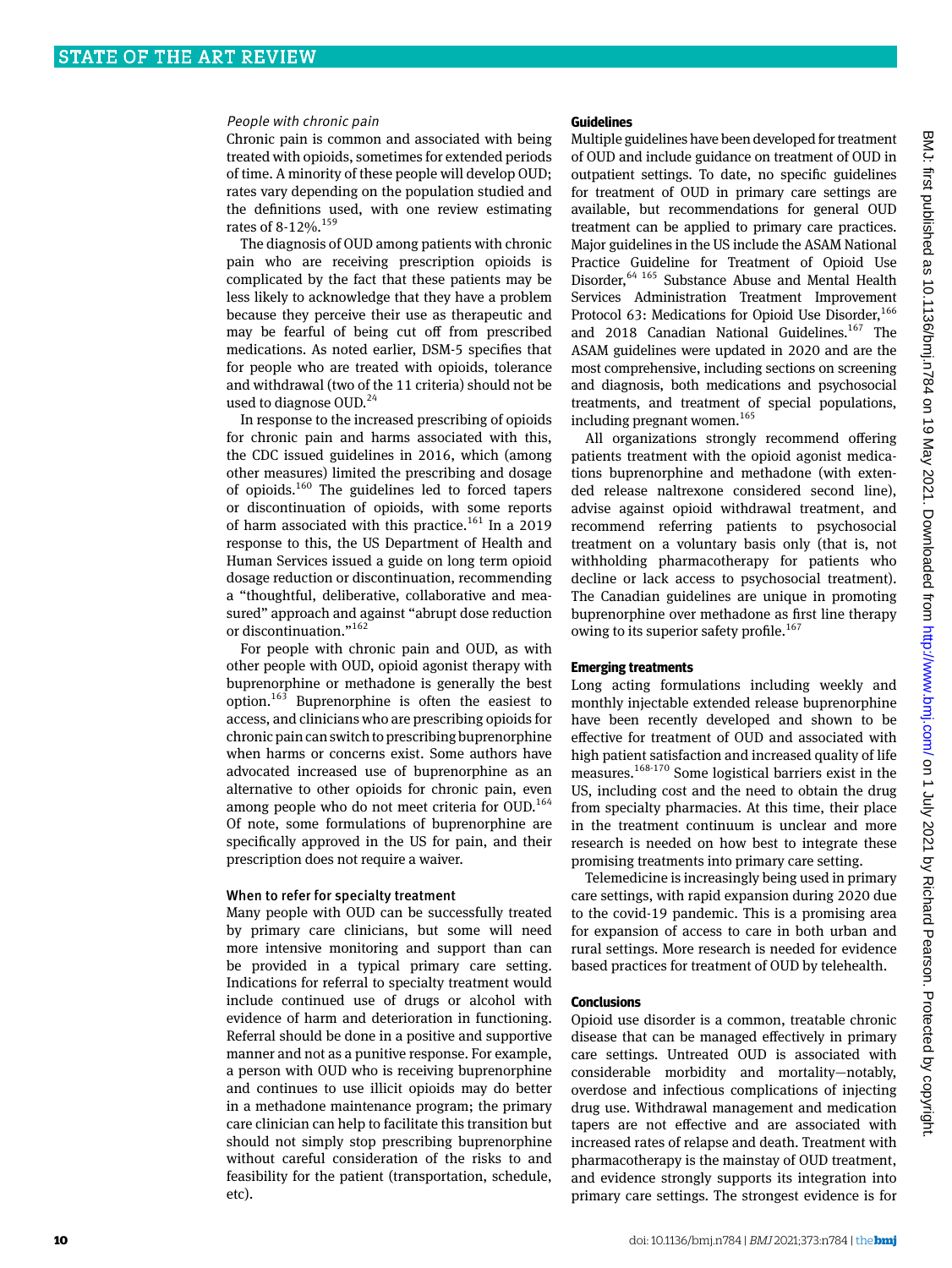### People with chronic pain

Chronic pain is common and associated with being treated with opioids, sometimes for extended periods of time. A minority of these people will develop OUD; rates vary depending on the population studied and the definitions used, with one review estimating rates of 8-12%.[159]

The diagnosis of OUD among patients with chronic pain who are receiving prescription opioids is complicated by the fact that these patients may be less likely to acknowledge that they have a problem because they perceive their use as therapeutic and may be fearful of being cut off from prescribed medications. As noted earlier, DSM-5 specifies that for people who are treated with opioids, tolerance and withdrawal (two of the 11 criteria) should not be used to diagnose OUD.[24]

In response to the increased prescribing of opioids for chronic pain and harms associated with this, the CDC issued guidelines in 2016, which (among other measures) limited the prescribing and dosage of opioids.[160] The guidelines led to forced tapers or discontinuation of opioids, with some reports of harm associated with this practice.[161] In a 2019 response to this, the US Department of Health and Human Services issued a guide on long term opioid dosage reduction or discontinuation, recommending a "thoughtful, deliberative, collaborative and measured" approach and against "abrupt dose reduction or discontinuation."[162]

For people with chronic pain and OUD, as with other people with OUD, opioid agonist therapy with buprenorphine or methadone is generally the best option.[163] Buprenorphine is often the easiest to access, and clinicians who are prescribing opioids for chronic pain can switch to prescribing buprenorphine when harms or concerns exist. Some authors have advocated increased use of buprenorphine as an alternative to other opioids for chronic pain, even among people who do not meet criteria for OUD.[164] Of note, some formulations of buprenorphine are specifically approved in the US for pain, and their prescription does not require a waiver.

### When to refer for specialty treatment

Many people with OUD can be successfully treated by primary care clinicians, but some will need more intensive monitoring and support than can be provided in a typical primary care setting. Indications for referral to specialty treatment would include continued use of drugs or alcohol with evidence of harm and deterioration in functioning. Referral should be done in a positive and supportive manner and not as a punitive response. For example, a person with OUD who is receiving buprenorphine and continues to use illicit opioids may do better in a methadone maintenance program; the primary care clinician can help to facilitate this transition but should not simply stop prescribing buprenorphine without careful consideration of the risks to and feasibility for the patient (transportation, schedule, etc).

## Guidelines

Multiple guidelines have been developed for treatment of OUD and include guidance on treatment of OUD in outpatient settings. To date, no specific guidelines for treatment of OUD in primary care settings are available, but recommendations for general OUD treatment can be applied to primary care practices. Major guidelines in the US include the ASAM National Practice Guideline for Treatment of Opioid Use Disorder,[64 165] Substance Abuse and Mental Health Services Administration Treatment Improvement Protocol 63: Medications for Opioid Use Disorder,[166] and 2018 Canadian National Guidelines.[167] The ASAM guidelines were updated in 2020 and are the most comprehensive, including sections on screening and diagnosis, both medications and psychosocial treatments, and treatment of special populations, including pregnant women.[165]

All organizations strongly recommend offering patients treatment with the opioid agonist medications buprenorphine and methadone (with extended release naltrexone considered second line), advise against opioid withdrawal treatment, and recommend referring patients to psychosocial treatment on a voluntary basis only (that is, not withholding pharmacotherapy for patients who decline or lack access to psychosocial treatment). The Canadian guidelines are unique in promoting buprenorphine over methadone as first line therapy owing to its superior safety profile.[167]

## Emerging treatments

Long acting formulations including weekly and monthly injectable extended release buprenorphine have been recently developed and shown to be effective for treatment of OUD and associated with high patient satisfaction and increased quality of life measures.[168-170] Some logistical barriers exist in the US, including cost and the need to obtain the drug from specialty pharmacies. At this time, their place in the treatment continuum is unclear and more research is needed on how best to integrate these promising treatments into primary care setting.

Telemedicine is increasingly being used in primary care settings, with rapid expansion during 2020 due to the covid-19 pandemic. This is a promising area for expansion of access to care in both urban and rural settings. More research is needed for evidence based practices for treatment of OUD by telehealth.

## Conclusions

Opioid use disorder is a common, treatable chronic disease that can be managed effectively in primary care settings. Untreated OUD is associated with considerable morbidity and mortality—notably, overdose and infectious complications of injecting drug use. Withdrawal management and medication tapers are not effective and are associated with increased rates of relapse and death. Treatment with pharmacotherapy is the mainstay of OUD treatment, and evidence strongly supports its integration into primary care settings. The strongest evidence is for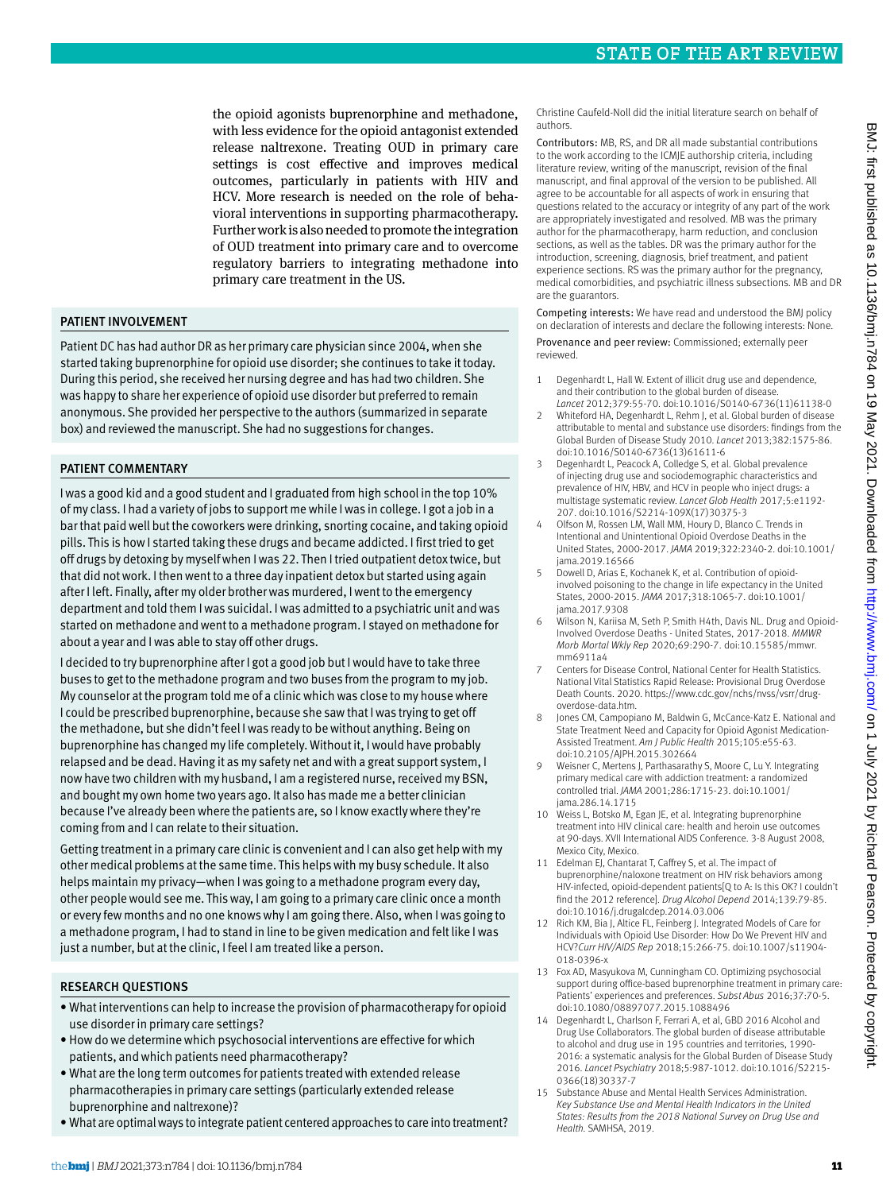the opioid agonists buprenorphine and methadone, with less evidence for the opioid antagonist extended release naltrexone. Treating OUD in primary care settings is cost effective and improves medical outcomes, particularly in patients with HIV and HCV. More research is needed on the role of behavioral interventions in supporting pharmacotherapy. Further work is also needed to promote the integration of OUD treatment into primary care and to overcome regulatory barriers to integrating methadone into primary care treatment in the US.

## PATIENT INVOLVEMENT

Patient DC has had author DR as her primary care physician since 2004, when she started taking buprenorphine for opioid use disorder; she continues to take it today. During this period, she received her nursing degree and has had two children. She was happy to share her experience of opioid use disorder but preferred to remain anonymous. She provided her perspective to the authors (summarized in separate box) and reviewed the manuscript. She had no suggestions for changes.

## PATIENT COMMENTARY

I was a good kid and a good student and I graduated from high school in the top 10% of my class. I had a variety of jobs to support me while I was in college. I got a job in a bar that paid well but the coworkers were drinking, snorting cocaine, and taking opioid pills. This is how I started taking these drugs and became addicted. I first tried to get off drugs by detoxing by myself when I was 22. Then I tried outpatient detox twice, but that did not work. I then went to a three day inpatient detox but started using again after I left. Finally, after my older brother was murdered, I went to the emergency department and told them I was suicidal. I was admitted to a psychiatric unit and was started on methadone and went to a methadone program. I stayed on methadone for about a year and I was able to stay off other drugs.

I decided to try buprenorphine after I got a good job but I would have to take three buses to get to the methadone program and two buses from the program to my job. My counselor at the program told me of a clinic which was close to my house where I could be prescribed buprenorphine, because she saw that I was trying to get off the methadone, but she didn't feel I was ready to be without anything. Being on buprenorphine has changed my life completely. Without it, I would have probably relapsed and be dead. Having it as my safety net and with a great support system, I now have two children with my husband, I am a registered nurse, received my BSN, and bought my own home two years ago. It also has made me a better clinician because I've already been where the patients are, so I know exactly where they're coming from and I can relate to their situation.

Getting treatment in a primary care clinic is convenient and I can also get help with my other medical problems at the same time. This helps with my busy schedule. It also helps maintain my privacy—when I was going to a methadone program every day, other people would see me. This way, I am going to a primary care clinic once a month or every few months and no one knows why I am going there. Also, when I was going to a methadone program, I had to stand in line to be given medication and felt like I was just a number, but at the clinic, I feel I am treated like a person.

## RESEARCH QUESTIONS

- What interventions can help to increase the provision of pharmacotherapy for opioid use disorder in primary care settings?
- How do we determine which psychosocial interventions are effective for which patients, and which patients need pharmacotherapy?
- What are the long term outcomes for patients treated with extended release pharmacotherapies in primary care settings (particularly extended release buprenorphine and naltrexone)?
- What are optimal ways to integrate patient centered approaches to care into treatment?

Christine Caufeld-Noll did the initial literature search on behalf of authors.

**Contributors:** MB, RS, and DR all made substantial contributions to the work according to the ICMJE authorship criteria, including literature review, writing of the manuscript, revision of the final manuscript, and final approval of the version to be published. All agree to be accountable for all aspects of work in ensuring that questions related to the accuracy or integrity of any part of the work are appropriately investigated and resolved. MB was the primary author for the pharmacotherapy, harm reduction, and conclusion sections, as well as the tables. DR was the primary author for the introduction, screening, diagnosis, brief treatment, and patient experience sections. RS was the primary author for the pregnancy, medical comorbidities, and psychiatric illness subsections. MB and DR are the guarantors.

**Competing interests:** We have read and understood the BMJ policy on declaration of interests and declare the following interests: None.

**Provenance and peer review:** Commissioned; externally peer reviewed.

1. Degenhardt L, Hall W. Extent of illicit drug use and dependence, and their contribution to the global burden of disease. *Lancet* 2012;379:55-70. doi:10.1016/S0140-6736(11)61138-0
2. Whiteford HA, Degenhardt L, Rehm J, et al. Global burden of disease attributable to mental and substance use disorders: findings from the Global Burden of Disease Study 2010. *Lancet* 2013;382:1575-86. doi:10.1016/S0140-6736(13)61611-6
3. Degenhardt L, Peacock A, Colledge S, et al. Global prevalence of injecting drug use and sociodemographic characteristics and prevalence of HIV, HBV, and HCV in people who inject drugs: a multistage systematic review. *Lancet Glob Health* 2017;5:e1192-207. doi:10.1016/S2214-109X(17)30375-3
4. Olfson M, Rossen LM, Wall MM, Houry D, Blanco C. Trends in Intentional and Unintentional Opioid Overdose Deaths in the United States, 2000-2017. *JAMA* 2019;322:2340-2. doi:10.1001/jama.2019.16566
5. Dowell D, Arias E, Kochanek K, et al. Contribution of opioid-involved poisoning to the change in life expectancy in the United States, 2000-2015. *JAMA* 2017;318:1065-7. doi:10.1001/jama.2017.9308
6. Wilson N, Kariisa M, Seth P, Smith H4th, Davis NL. Drug and Opioid-Involved Overdose Deaths - United States, 2017-2018. *MMWR Morb Mortal Wkly Rep* 2020;69:290-7. doi:10.15585/mmwr.mm6911a4
7. Centers for Disease Control, National Center for Health Statistics. National Vital Statistics Rapid Release: Provisional Drug Overdose Death Counts. 2020. https://www.cdc.gov/nchs/nvss/vsrr/drug-overdose-data.htm.
8. Jones CM, Campopiano M, Baldwin G, McCance-Katz E. National and State Treatment Need and Capacity for Opioid Agonist Medication-Assisted Treatment. *Am J Public Health* 2015;105:e55-63. doi:10.2105/AJPH.2015.302664
9. Weisner C, Mertens J, Parthasarathy S, Moore C, Lu Y. Integrating primary medical care with addiction treatment: a randomized controlled trial. *JAMA* 2001;286:1715-23. doi:10.1001/jama.286.14.1715
10. Weiss L, Botsko M, Egan JE, et al. Integrating buprenorphine treatment into HIV clinical care: health and heroin use outcomes at 90-days. XVII International AIDS Conference. 3-8 August 2008, Mexico City, Mexico.
11. Edelman EJ, Chantarat T, Caffrey S, et al. The impact of buprenorphine/naloxone treatment on HIV risk behaviors among HIV-infected, opioid-dependent patients[Q to A: Is this OK? I couldn't find the 2012 reference]. *Drug Alcohol Depend* 2014;139:79-85. doi:10.1016/j.drugalcdep.2014.03.006
12. Rich KM, Bia J, Altice FL, Feinberg J. Integrated Models of Care for Individuals with Opioid Use Disorder: How Do We Prevent HIV and HCV?*Curr HIV/AIDS Rep* 2018;15:266-75. doi:10.1007/s11904-018-0396-x
13. Fox AD, Masyukova M, Cunningham CO. Optimizing psychosocial support during office-based buprenorphine treatment in primary care: Patients' experiences and preferences. *Subst Abus* 2016;37:70-5. doi:10.1080/08897077.2015.1088496
14. Degenhardt L, Charlson F, Ferrari A, et al, GBD 2016 Alcohol and Drug Use Collaborators. The global burden of disease attributable to alcohol and drug use in 195 countries and territories, 1990-2016: a systematic analysis for the Global Burden of Disease Study 2016. *Lancet Psychiatry* 2018;5:987-1012. doi:10.1016/S2215-0366(18)30337-7
15. Substance Abuse and Mental Health Services Administration. *Key Substance Use and Mental Health Indicators in the United States: Results from the 2018 National Survey on Drug Use and Health.* SAMHSA, 2019.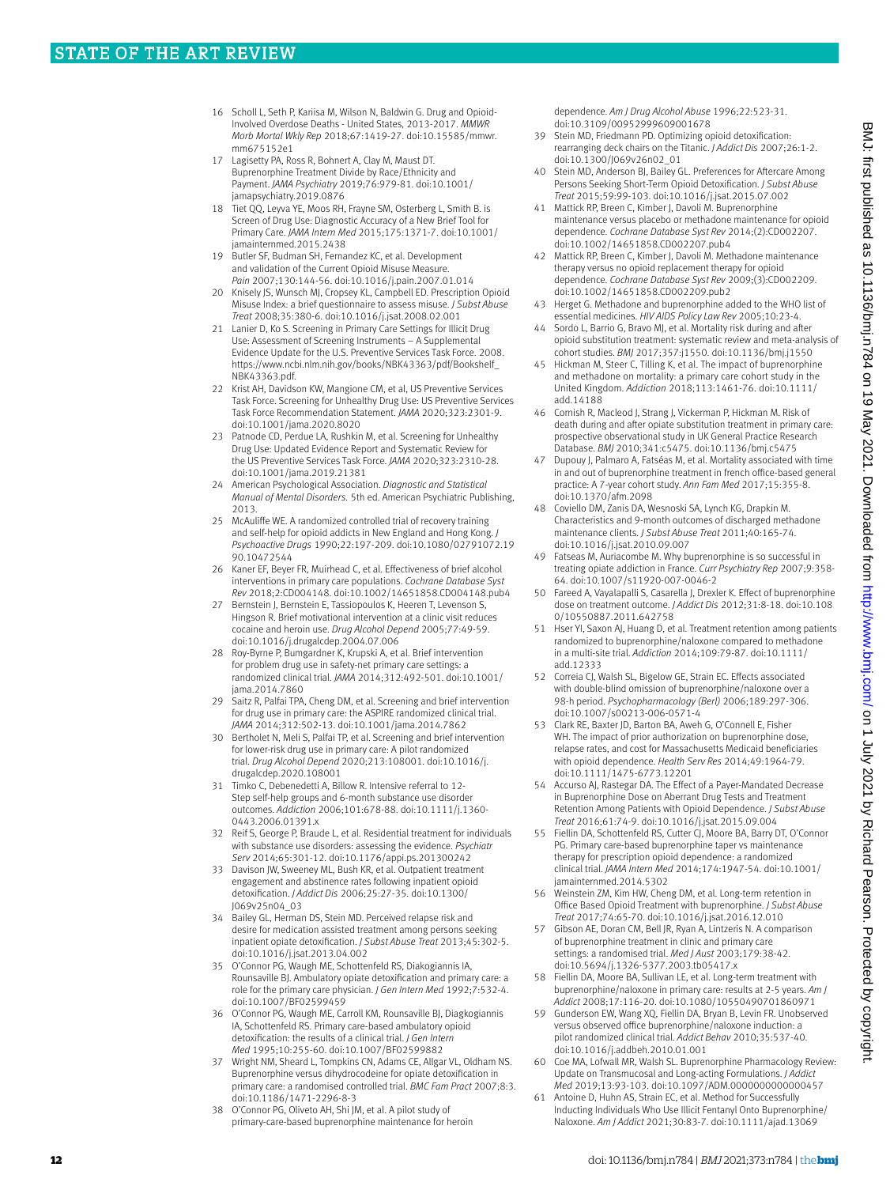16 Scholl L, Seth P, Kariisa M, Wilson N, Baldwin G. Drug and Opioid-Involved Overdose Deaths - United States, 2013-2017. *MMWR Morb Mortal Wkly Rep* 2018;67:1419-27. doi:10.15585/mmwr.mm675152e1

17 Lagisetty PA, Ross R, Bohnert A, Clay M, Maust DT. Buprenorphine Treatment Divide by Race/Ethnicity and Payment. *JAMA Psychiatry* 2019;76:979-81. doi:10.1001/jamapsychiatry.2019.0876

18 Tiet QQ, Leyva YE, Moos RH, Frayne SM, Osterberg L, Smith B. is Screen of Drug Use: Diagnostic Accuracy of a New Brief Tool for Primary Care. *JAMA Intern Med* 2015;175:1371-7. doi:10.1001/jamainternmed.2015.2438

19 Butler SF, Budman SH, Fernandez KC, et al. Development and validation of the Current Opioid Misuse Measure. *Pain* 2007;130:144-56. doi:10.1016/j.pain.2007.01.014

20 Knisely JS, Wunsch MJ, Cropsey KL, Campbell ED. Prescription Opioid Misuse Index: a brief questionnaire to assess misuse. *J Subst Abuse Treat* 2008;35:380-6. doi:10.1016/j.jsat.2008.02.001

21 Lanier D, Ko S. Screening in Primary Care Settings for Illicit Drug Use: Assessment of Screening Instruments – A Supplemental Evidence Update for the U.S. Preventive Services Task Force. 2008. https://www.ncbi.nlm.nih.gov/books/NBK43363/pdf/Bookshelf_NBK43363.pdf.

22 Krist AH, Davidson KW, Mangione CM, et al, US Preventive Services Task Force. Screening for Unhealthy Drug Use: US Preventive Services Task Force Recommendation Statement. *JAMA* 2020;323:2301-9. doi:10.1001/jama.2020.8020

23 Patnode CD, Perdue LA, Rushkin M, et al. Screening for Unhealthy Drug Use: Updated Evidence Report and Systematic Review for the US Preventive Services Task Force. *JAMA* 2020;323:2310-28. doi:10.1001/jama.2019.21381

24 American Psychological Association. *Diagnostic and Statistical Manual of Mental Disorders.* 5th ed. American Psychiatric Publishing, 2013.

25 McAuliffe WE. A randomized controlled trial of recovery training and self-help for opioid addicts in New England and Hong Kong. *J Psychoactive Drugs* 1990;22:197-209. doi:10.1080/02791072.1990.10472544

26 Kaner EF, Beyer FR, Muirhead C, et al. Effectiveness of brief alcohol interventions in primary care populations. *Cochrane Database Syst Rev* 2018;2:CD004148. doi:10.1002/14651858.CD004148.pub4

27 Bernstein J, Bernstein E, Tassiopoulos K, Heeren T, Levenson S, Hingson R. Brief motivational intervention at a clinic visit reduces cocaine and heroin use. *Drug Alcohol Depend* 2005;77:49-59. doi:10.1016/j.drugalcdep.2004.07.006

28 Roy-Byrne P, Bumgardner K, Krupski A, et al. Brief intervention for problem drug use in safety-net primary care settings: a randomized clinical trial. *JAMA* 2014;312:492-501. doi:10.1001/jama.2014.7860

29 Saitz R, Palfai TPA, Cheng DM, et al. Screening and brief intervention for drug use in primary care: the ASPIRE randomized clinical trial. *JAMA* 2014;312:502-13. doi:10.1001/jama.2014.7862

30 Bertholet N, Meli S, Palfai TP, et al. Screening and brief intervention for lower-risk drug use in primary care: A pilot randomized trial. *Drug Alcohol Depend* 2020;213:108001. doi:10.1016/j.drugalcdep.2020.108001

31 Timko C, Debenedetti A, Billow R. Intensive referral to 12-Step self-help groups and 6-month substance use disorder outcomes. *Addiction* 2006;101:678-88. doi:10.1111/j.1360-0443.2006.01391.x

32 Reif S, George P, Braude L, et al. Residential treatment for individuals with substance use disorders: assessing the evidence. *Psychiatr Serv* 2014;65:301-12. doi:10.1176/appi.ps.201300242

33 Davison JW, Sweeney ML, Bush KR, et al. Outpatient treatment engagement and abstinence rates following inpatient opioid detoxification. *J Addict Dis* 2006;25:27-35. doi:10.1300/J069v25n04_03

34 Bailey GL, Herman DS, Stein MD. Perceived relapse risk and desire for medication assisted treatment among persons seeking inpatient opiate detoxification. *J Subst Abuse Treat* 2013;45:302-5. doi:10.1016/j.jsat.2013.04.002

35 O'Connor PG, Waugh ME, Schottenfeld RS, Diakogiannis IA, Rounsaville BJ. Ambulatory opiate detoxification and primary care: a role for the primary care physician. *J Gen Intern Med* 1992;7:532-4. doi:10.1007/BF02599459

36 O'Connor PG, Waugh ME, Carroll KM, Rounsaville BJ, Diagkogiannis IA, Schottenfeld RS. Primary care-based ambulatory opioid detoxification: the results of a clinical trial. *J Gen Intern Med* 1995;10:255-60. doi:10.1007/BF02599882

37 Wright NM, Sheard L, Tompkins CN, Adams CE, Allgar VL, Oldham NS. Buprenorphine versus dihydrocodeine for opiate detoxification in primary care: a randomised controlled trial. *BMC Fam Pract* 2007;8:3. doi:10.1186/1471-2296-8-3

38 O'Connor PG, Oliveto AH, Shi JM, et al. A pilot study of primary-care-based buprenorphine maintenance for heroin dependence. *Am J Drug Alcohol Abuse* 1996;22:523-31. doi:10.3109/00952999609001678

39 Stein MD, Friedmann PD. Optimizing opioid detoxification: rearranging deck chairs on the Titanic. *J Addict Dis* 2007;26:1-2. doi:10.1300/J069v26n02_01

40 Stein MD, Anderson BJ, Bailey GL. Preferences for Aftercare Among Persons Seeking Short-Term Opioid Detoxification. *J Subst Abuse Treat* 2015;59:99-103. doi:10.1016/j.jsat.2015.07.002

41 Mattick RP, Breen C, Kimber J, Davoli M. Buprenorphine maintenance versus placebo or methadone maintenance for opioid dependence. *Cochrane Database Syst Rev* 2014;(2):CD002207. doi:10.1002/14651858.CD002207.pub4

42 Mattick RP, Breen C, Kimber J, Davoli M. Methadone maintenance therapy versus no opioid replacement therapy for opioid dependence. *Cochrane Database Syst Rev* 2009;(3):CD002209. doi:10.1002/14651858.CD002209.pub2

43 Herget G. Methadone and buprenorphine added to the WHO list of essential medicines. *HIV AIDS Policy Law Rev* 2005;10:23-4.

44 Sordo L, Barrio G, Bravo MJ, et al. Mortality risk during and after opioid substitution treatment: systematic review and meta-analysis of cohort studies. *BMJ* 2017;357:j1550. doi:10.1136/bmj.j1550

45 Hickman M, Steer C, Tilling K, et al. The impact of buprenorphine and methadone on mortality: a primary care cohort study in the United Kingdom. *Addiction* 2018;113:1461-76. doi:10.1111/add.14188

46 Cornish R, Macleod J, Strang J, Vickerman P, Hickman M. Risk of death during and after opiate substitution treatment in primary care: prospective observational study in UK General Practice Research Database. *BMJ* 2010;341:c5475. doi:10.1136/bmj.c5475

47 Dupouy J, Palmaro A, Fatséas M, et al. Mortality associated with time in and out of buprenorphine treatment in french office-based general practice: A 7-year cohort study. *Ann Fam Med* 2017;15:355-8. doi:10.1370/afm.2098

48 Coviello DM, Zanis DA, Wesnoski SA, Lynch KG, Drapkin M. Characteristics and 9-month outcomes of discharged methadone maintenance clients. *J Subst Abuse Treat* 2011;40:165-74. doi:10.1016/j.jsat.2010.09.007

49 Fatseas M, Auriacombe M. Why buprenorphine is so successful in treating opiate addiction in France. *Curr Psychiatry Rep* 2007;9:358-64. doi:10.1007/s11920-007-0046-2

50 Fareed A, Vayalapalli S, Casarella J, Drexler K. Effect of buprenorphine dose on treatment outcome. *J Addict Dis* 2012;31:8-18. doi:10.1080/10550887.2011.642758

51 Hser YI, Saxon AJ, Huang D, et al. Treatment retention among patients randomized to buprenorphine/naloxone compared to methadone in a multi-site trial. *Addiction* 2014;109:79-87. doi:10.1111/add.12333

52 Correia CJ, Walsh SL, Bigelow GE, Strain EC. Effects associated with double-blind omission of buprenorphine/naloxone over a 98-h period. *Psychopharmacology (Berl)* 2006;189:297-306. doi:10.1007/s00213-006-0571-4

53 Clark RE, Baxter JD, Barton BA, Aweh G, O'Connell E, Fisher WH. The impact of prior authorization on buprenorphine dose, relapse rates, and cost for Massachusetts Medicaid beneficiaries with opioid dependence. *Health Serv Res* 2014;49:1964-79. doi:10.1111/1475-6773.12201

54 Accurso AJ, Rastegar DA. The Effect of a Payer-Mandated Decrease in Buprenorphine Dose on Aberrant Drug Tests and Treatment Retention Among Patients with Opioid Dependence. *J Subst Abuse Treat* 2016;61:74-9. doi:10.1016/j.jsat.2015.09.004

55 Fiellin DA, Schottenfeld RS, Cutter CJ, Moore BA, Barry DT, O'Connor PG. Primary care-based buprenorphine taper vs maintenance therapy for prescription opioid dependence: a randomized clinical trial. *JAMA Intern Med* 2014;174:1947-54. doi:10.1001/jamainternmed.2014.5302

56 Weinstein ZM, Kim HW, Cheng DM, et al. Long-term retention in Office Based Opioid Treatment with buprenorphine. *J Subst Abuse Treat* 2017;74:65-70. doi:10.1016/j.jsat.2016.12.010

57 Gibson AE, Doran CM, Bell JR, Ryan A, Lintzeris N. A comparison of buprenorphine treatment in clinic and primary care settings: a randomised trial. *Med J Aust* 2003;179:38-42. doi:10.5694/j.1326-5377.2003.tb05417.x

58 Fiellin DA, Moore BA, Sullivan LE, et al. Long-term treatment with buprenorphine/naloxone in primary care: results at 2-5 years. *Am J Addict* 2008;17:116-20. doi:10.1080/10550490701860971

59 Gunderson EW, Wang XQ, Fiellin DA, Bryan B, Levin FR. Unobserved versus observed office buprenorphine/naloxone induction: a pilot randomized clinical trial. *Addict Behav* 2010;35:537-40. doi:10.1016/j.addbeh.2010.01.001

60 Coe MA, Lofwall MR, Walsh SL. Buprenorphine Pharmacology Review: Update on Transmucosal and Long-acting Formulations. *J Addict Med* 2019;13:93-103. doi:10.1097/ADM.0000000000000457

61 Antoine D, Huhn AS, Strain EC, et al. Method for Successfully Inducting Individuals Who Use Illicit Fentanyl Onto Buprenorphine/Naloxone. *Am J Addict* 2021;30:83-7. doi:10.1111/ajad.13069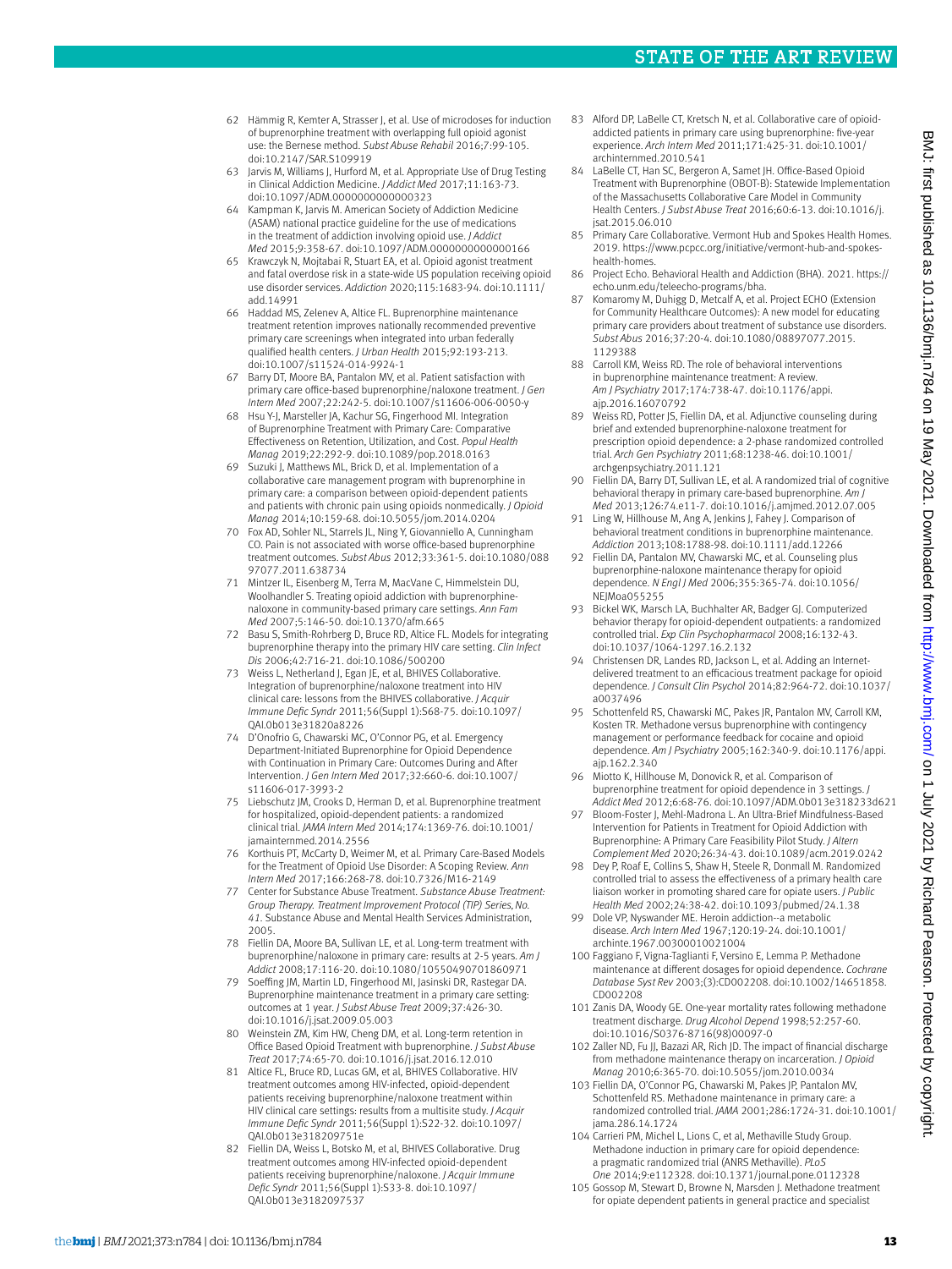62 Hämmig R, Kemter A, Strasser J, et al. Use of microdoses for induction of buprenorphine treatment with overlapping full opioid agonist use: the Bernese method. *Subst Abuse Rehabil* 2016;7:99-105. doi:10.2147/SAR.S109919

63 Jarvis M, Williams J, Hurford M, et al. Appropriate Use of Drug Testing in Clinical Addiction Medicine. *J Addict Med* 2017;11:163-73. doi:10.1097/ADM.0000000000000323

64 Kampman K, Jarvis M. American Society of Addiction Medicine (ASAM) national practice guideline for the use of medications in the treatment of addiction involving opioid use. *J Addict Med* 2015;9:358-67. doi:10.1097/ADM.0000000000000166

65 Krawczyk N, Mojtabai R, Stuart EA, et al. Opioid agonist treatment and fatal overdose risk in a state-wide US population receiving opioid use disorder services. *Addiction* 2020;115:1683-94. doi:10.1111/add.14991

66 Haddad MS, Zelenev A, Altice FL. Buprenorphine maintenance treatment retention improves nationally recommended preventive primary care screenings when integrated into urban federally qualified health centers. *J Urban Health* 2015;92:193-213. doi:10.1007/s11524-014-9924-1

67 Barry DT, Moore BA, Pantalon MV, et al. Patient satisfaction with primary care office-based buprenorphine/naloxone treatment. *J Gen Intern Med* 2007;22:242-5. doi:10.1007/s11606-006-0050-y

68 Hsu Y-J, Marsteller JA, Kachur SG, Fingerhood MI. Integration of Buprenorphine Treatment with Primary Care: Comparative Effectiveness on Retention, Utilization, and Cost. *Popul Health Manag* 2019;22:292-9. doi:10.1089/pop.2018.0163

69 Suzuki J, Matthews ML, Brick D, et al. Implementation of a collaborative care management program with buprenorphine in primary care: a comparison between opioid-dependent patients and patients with chronic pain using opioids nonmedically. *J Opioid Manag* 2014;10:159-68. doi:10.5055/jom.2014.0204

70 Fox AD, Sohler NL, Starrels JL, Ning Y, Giovanniello A, Cunningham CO. Pain is not associated with worse office-based buprenorphine treatment outcomes. *Subst Abus* 2012;33:361-5. doi:10.1080/08897077.2011.638734

71 Mintzer IL, Eisenberg M, Terra M, MacVane C, Himmelstein DU, Woolhandler S. Treating opioid addiction with buprenorphine-naloxone in community-based primary care settings. *Ann Fam Med* 2007;5:146-50. doi:10.1370/afm.665

72 Basu S, Smith-Rohrberg D, Bruce RD, Altice FL. Models for integrating buprenorphine therapy into the primary HIV care setting. *Clin Infect Dis* 2006;42:716-21. doi:10.1086/500200

73 Weiss L, Netherland J, Egan JE, et al, BHIVES Collaborative. Integration of buprenorphine/naloxone treatment into HIV clinical care: lessons from the BHIVES collaborative. *J Acquir Immune Defic Syndr* 2011;56(Suppl 1):S68-75. doi:10.1097/QAI.0b013e31820a8226

74 D'Onofrio G, Chawarski MC, O'Connor PG, et al. Emergency Department-Initiated Buprenorphine for Opioid Dependence with Continuation in Primary Care: Outcomes During and After Intervention. *J Gen Intern Med* 2017;32:660-6. doi:10.1007/s11606-017-3993-2

75 Liebschutz JM, Crooks D, Herman D, et al. Buprenorphine treatment for hospitalized, opioid-dependent patients: a randomized clinical trial. *JAMA Intern Med* 2014;174:1369-76. doi:10.1001/jamainternmed.2014.2556

76 Korthuis PT, McCarty D, Weimer M, et al. Primary Care-Based Models for the Treatment of Opioid Use Disorder: A Scoping Review. *Ann Intern Med* 2017;166:268-78. doi:10.7326/M16-2149

77 Center for Substance Abuse Treatment. *Substance Abuse Treatment: Group Therapy. Treatment Improvement Protocol (TIP) Series, No. 41*. Substance Abuse and Mental Health Services Administration, 2005.

78 Fiellin DA, Moore BA, Sullivan LE, et al. Long-term treatment with buprenorphine/naloxone in primary care: results at 2-5 years. *Am J Addict* 2008;17:116-20. doi:10.1080/10550490701860971

79 Soeffing JM, Martin LD, Fingerhood MI, Jasinski DR, Rastegar DA. Buprenorphine maintenance treatment in a primary care setting: outcomes at 1 year. *J Subst Abuse Treat* 2009;37:426-30. doi:10.1016/j.jsat.2009.05.003

80 Weinstein ZM, Kim HW, Cheng DM, et al. Long-term retention in Office Based Opioid Treatment with buprenorphine. *J Subst Abuse Treat* 2017;74:65-70. doi:10.1016/j.jsat.2016.12.010

81 Altice FL, Bruce RD, Lucas GM, et al, BHIVES Collaborative. HIV treatment outcomes among HIV-infected, opioid-dependent patients receiving buprenorphine/naloxone treatment within HIV clinical care settings: results from a multisite study. *J Acquir Immune Defic Syndr* 2011;56(Suppl 1):S22-32. doi:10.1097/QAI.0b013e318209751e

82 Fiellin DA, Weiss L, Botsko M, et al, BHIVES Collaborative. Drug treatment outcomes among HIV-infected opioid-dependent patients receiving buprenorphine/naloxone. *J Acquir Immune Defic Syndr* 2011;56(Suppl 1):S33-8. doi:10.1097/QAI.0b013e3182097537

83 Alford DP, LaBelle CT, Kretsch N, et al. Collaborative care of opioid-addicted patients in primary care using buprenorphine: five-year experience. *Arch Intern Med* 2011;171:425-31. doi:10.1001/archinternmed.2010.541

84 LaBelle CT, Han SC, Bergeron A, Samet JH. Office-Based Opioid Treatment with Buprenorphine (OBOT-B): Statewide Implementation of the Massachusetts Collaborative Care Model in Community Health Centers. *J Subst Abuse Treat* 2016;60:6-13. doi:10.1016/j.jsat.2015.06.010

85 Primary Care Collaborative. Vermont Hub and Spokes Health Homes. 2019. https://www.pcpcc.org/initiative/vermont-hub-and-spokes-health-homes.

86 Project Echo. Behavioral Health and Addiction (BHA). 2021. https://echo.unm.edu/teleecho-programs/bha.

87 Komaromy M, Duhigg D, Metcalf A, et al. Project ECHO (Extension for Community Healthcare Outcomes): A new model for educating primary care providers about treatment of substance use disorders. *Subst Abus* 2016;37:20-4. doi:10.1080/08897077.2015.1129388

88 Carroll KM, Weiss RD. The role of behavioral interventions in buprenorphine maintenance treatment: A review. *Am J Psychiatry* 2017;174:738-47. doi:10.1176/appi.ajp.2016.16070792

89 Weiss RD, Potter JS, Fiellin DA, et al. Adjunctive counseling during brief and extended buprenorphine-naloxone treatment for prescription opioid dependence: a 2-phase randomized controlled trial. *Arch Gen Psychiatry* 2011;68:1238-46. doi:10.1001/archgenpsychiatry.2011.121

90 Fiellin DA, Barry DT, Sullivan LE, et al. A randomized trial of cognitive behavioral therapy in primary care-based buprenorphine. *Am J Med* 2013;126:74.e11-7. doi:10.1016/j.amjmed.2012.07.005

91 Ling W, Hillhouse M, Ang A, Jenkins J, Fahey J. Comparison of behavioral treatment conditions in buprenorphine maintenance. *Addiction* 2013;108:1788-98. doi:10.1111/add.12266

92 Fiellin DA, Pantalon MV, Chawarski MC, et al. Counseling plus buprenorphine-naloxone maintenance therapy for opioid dependence. *N Engl J Med* 2006;355:365-74. doi:10.1056/NEJMoa055255

93 Bickel WK, Marsch LA, Buchhalter AR, Badger GJ. Computerized behavior therapy for opioid-dependent outpatients: a randomized controlled trial. *Exp Clin Psychopharmacol* 2008;16:132-43. doi:10.1037/1064-1297.16.2.132

94 Christensen DR, Landes RD, Jackson L, et al. Adding an Internet-delivered treatment to an efficacious treatment package for opioid dependence. *J Consult Clin Psychol* 2014;82:964-72. doi:10.1037/a0037496

95 Schottenfeld RS, Chawarski MC, Pakes JR, Pantalon MV, Carroll KM, Kosten TR. Methadone versus buprenorphine with contingency management or performance feedback for cocaine and opioid dependence. *Am J Psychiatry* 2005;162:340-9. doi:10.1176/appi.ajp.162.2.340

96 Miotto K, Hillhouse M, Donovick R, et al. Comparison of buprenorphine treatment for opioid dependence in 3 settings. *J Addict Med* 2012;6:68-76. doi:10.1097/ADM.0b013e318233d621

97 Bloom-Foster J, Mehl-Madrona L. An Ultra-Brief Mindfulness-Based Intervention for Patients in Treatment for Opioid Addiction with Buprenorphine: A Primary Care Feasibility Pilot Study. *J Altern Complement Med* 2020;26:34-43. doi:10.1089/acm.2019.0242

98 Dey P, Roaf E, Collins S, Shaw H, Steele R, Donmall M. Randomized controlled trial to assess the effectiveness of a primary health care liaison worker in promoting shared care for opiate users. *J Public Health Med* 2002;24:38-42. doi:10.1093/pubmed/24.1.38

99 Dole VP, Nyswander ME. Heroin addiction--a metabolic disease. *Arch Intern Med* 1967;120:19-24. doi:10.1001/archinte.1967.00300010021004

100 Faggiano F, Vigna-Taglianti F, Versino E, Lemma P. Methadone maintenance at different dosages for opioid dependence. *Cochrane Database Syst Rev* 2003;(3):CD002208. doi:10.1002/14651858.CD002208

101 Zanis DA, Woody GE. One-year mortality rates following methadone treatment discharge. *Drug Alcohol Depend* 1998;52:257-60. doi:10.1016/S0376-8716(98)00097-0

102 Zaller ND, Fu JJ, Bazazi AR, Rich JD. The impact of financial discharge from methadone maintenance therapy on incarceration. *J Opioid Manag* 2010;6:365-70. doi:10.5055/jom.2010.0034

103 Fiellin DA, O'Connor PG, Chawarski M, Pakes JP, Pantalon MV, Schottenfeld RS. Methadone maintenance in primary care: a randomized controlled trial. *JAMA* 2001;286:1724-31. doi:10.1001/jama.286.14.1724

104 Carrieri PM, Michel L, Lions C, et al, Methaville Study Group. Methadone induction in primary care for opioid dependence: a pragmatic randomized trial (ANRS Methaville). *PLoS One* 2014;9:e112328. doi:10.1371/journal.pone.0112328

105 Gossop M, Stewart D, Browne N, Marsden J. Methadone treatment for opiate dependent patients in general practice and specialist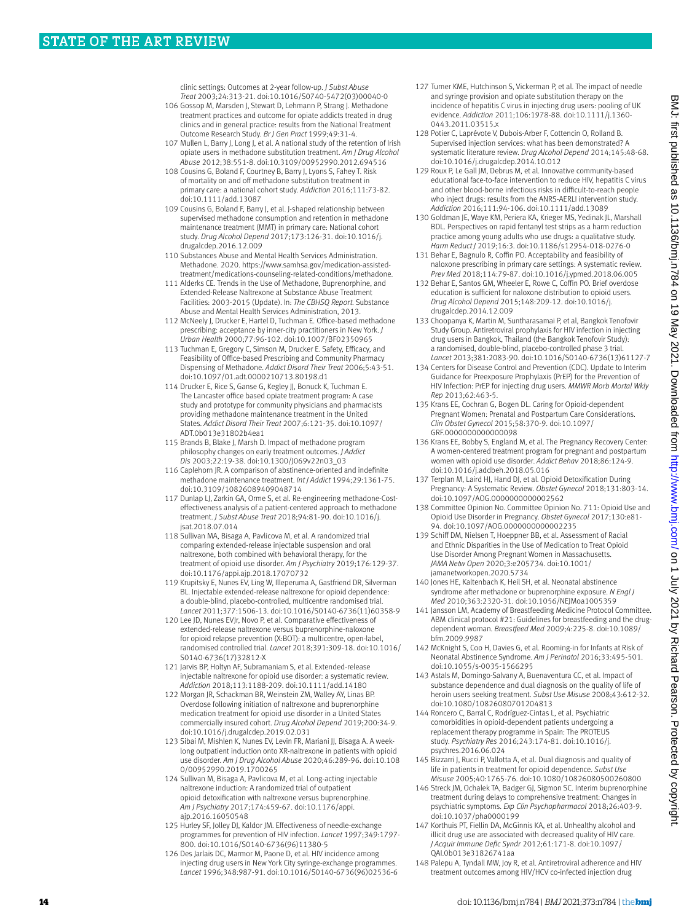clinic settings: Outcomes at 2-year follow-up. *J Subst Abuse Treat* 2003;24:313-21. doi:10.1016/S0740-5472(03)00040-0

106 Gossop M, Marsden J, Stewart D, Lehmann P, Strang J. Methadone treatment practices and outcome for opiate addicts treated in drug clinics and in general practice: results from the National Treatment Outcome Research Study. *Br J Gen Pract* 1999;49:31-4.

107 Mullen L, Barry J, Long J, et al. A national study of the retention of Irish opiate users in methadone substitution treatment. *Am J Drug Alcohol Abuse* 2012;38:551-8. doi:10.3109/00952990.2012.694516

108 Cousins G, Boland F, Courtney B, Barry J, Lyons S, Fahey T. Risk of mortality on and off methadone substitution treatment in primary care: a national cohort study. *Addiction* 2016;111:73-82. doi:10.1111/add.13087

109 Cousins G, Boland F, Barry J, et al. J-shaped relationship between supervised methadone consumption and retention in methadone maintenance treatment (MMT) in primary care: National cohort study. *Drug Alcohol Depend* 2017;173:126-31. doi:10.1016/j.drugalcdep.2016.12.009

110 Substances Abuse and Mental Health Services Administration. Methadone. 2020. https://www.samhsa.gov/medication-assisted-treatment/medications-counseling-related-conditions/methadone.

111 Alderks CE. Trends in the Use of Methadone, Buprenorphine, and Extended-Release Naltrexone at Substance Abuse Treatment Facilities: 2003-2015 (Update). In: *The CBHSQ Report*. Substance Abuse and Mental Health Services Administration, 2013.

112 McNeely J, Drucker E, Hartel D, Tuchman E. Office-based methadone prescribing: acceptance by inner-city practitioners in New York. *J Urban Health* 2000;77:96-102. doi:10.1007/BF02350965

113 Tuchman E, Gregory C, Simson M, Drucker E. Safety, Efficacy, and Feasibility of Office-based Prescribing and Community Pharmacy Dispensing of Methadone. *Addict Disord Their Treat* 2006;5:43-51. doi:10.1097/01.adt.0000210713.80198.d1

114 Drucker E, Rice S, Ganse G, Kegley JJ, Bonuck K, Tuchman E. The Lancaster office based opiate treatment program: A case study and prototype for community physicians and pharmacists providing methadone maintenance treatment in the United States. *Addict Disord Their Treat* 2007;6:121-35. doi:10.1097/ADT.0b013e31802b4ea1

115 Brands B, Blake J, Marsh D. Impact of methadone program philosophy changes on early treatment outcomes. *J Addict Dis* 2003;22:19-38. doi:10.1300/J069v22n03_03

116 Caplehorn JR. A comparison of abstinence-oriented and indefinite methadone maintenance treatment. *Int J Addict* 1994;29:1361-75. doi:10.3109/10826089409048714

117 Dunlap LJ, Zarkin GA, Orme S, et al. Re-engineering methadone-Cost-effectiveness analysis of a patient-centered approach to methadone treatment. *J Subst Abuse Treat* 2018;94:81-90. doi:10.1016/j.jsat.2018.07.014

118 Sullivan MA, Bisaga A, Pavlicova M, et al. A randomized trial comparing extended-release injectable suspension and oral naltrexone, both combined with behavioral therapy, for the treatment of opioid use disorder. *Am J Psychiatry* 2019;176:129-37. doi:10.1176/appi.ajp.2018.17070732

119 Krupitsky E, Nunes EV, Ling W, Illeperuma A, Gastfriend DR, Silverman BL. Injectable extended-release naltrexone for opioid dependence: a double-blind, placebo-controlled, multicentre randomised trial. *Lancet* 2011;377:1506-13. doi:10.1016/S0140-6736(11)60358-9

120 Lee JD, Nunes EVJr, Novo P, et al. Comparative effectiveness of extended-release naltrexone versus buprenorphine-naloxone for opioid relapse prevention (X:BOT): a multicentre, open-label, randomised controlled trial. *Lancet* 2018;391:309-18. doi:10.1016/S0140-6736(17)32812-X

121 Jarvis BP, Holtyn AF, Subramaniam S, et al. Extended-release injectable naltrexone for opioid use disorder: a systematic review. *Addiction* 2018;113:1188-209. doi:10.1111/add.14180

122 Morgan JR, Schackman BR, Weinstein ZM, Walley AY, Linas BP. Overdose following initiation of naltrexone and buprenorphine medication treatment for opioid use disorder in a United States commercially insured cohort. *Drug Alcohol Depend* 2019;200:34-9. doi:10.1016/j.drugalcdep.2019.02.031

123 Sibai M, Mishlen K, Nunes EV, Levin FR, Mariani JJ, Bisaga A. A week-long outpatient induction onto XR-naltrexone in patients with opioid use disorder. *Am J Drug Alcohol Abuse* 2020;46:289-96. doi:10.1080/00952990.2019.1700265

124 Sullivan M, Bisaga A, Pavlicova M, et al. Long-acting injectable naltrexone induction: A randomized trial of outpatient opioid detoxification with naltrexone versus buprenorphine. *Am J Psychiatry* 2017;174:459-67. doi:10.1176/appi.ajp.2016.16050548

125 Hurley SF, Jolley DJ, Kaldor JM. Effectiveness of needle-exchange programmes for prevention of HIV infection. *Lancet* 1997;349:1797-800. doi:10.1016/S0140-6736(96)11380-5

126 Des Jarlais DC, Marmor M, Paone D, et al. HIV incidence among injecting drug users in New York City syringe-exchange programmes. *Lancet* 1996;348:987-91. doi:10.1016/S0140-6736(96)02536-6

127 Turner KME, Hutchinson S, Vickerman P, et al. The impact of needle and syringe provision and opiate substitution therapy on the incidence of hepatitis C virus in injecting drug users: pooling of UK evidence. *Addiction* 2011;106:1978-88. doi:10.1111/j.1360-0443.2011.03515.x

128 Potier C, Laprévote V, Dubois-Arber F, Cottencin O, Rolland B. Supervised injection services: what has been demonstrated? A systematic literature review. *Drug Alcohol Depend* 2014;145:48-68. doi:10.1016/j.drugalcdep.2014.10.012

129 Roux P, Le Gall JM, Debrus M, et al. Innovative community-based educational face-to-face intervention to reduce HIV, hepatitis C virus and other blood-borne infectious risks in difficult-to-reach people who inject drugs: results from the ANRS-AERLI intervention study. *Addiction* 2016;111:94-106. doi:10.1111/add.13089

130 Goldman JE, Waye KM, Periera KA, Krieger MS, Yedinak JL, Marshall BDL. Perspectives on rapid fentanyl test strips as a harm reduction practice among young adults who use drugs: a qualitative study. *Harm Reduct J* 2019;16:3. doi:10.1186/s12954-018-0276-0

131 Behar E, Bagnulo R, Coffin PO. Acceptability and feasibility of naloxone prescribing in primary care settings: A systematic review. *Prev Med* 2018;114:79-87. doi:10.1016/j.ypmed.2018.06.005

132 Behar E, Santos GM, Wheeler E, Rowe C, Coffin PO. Brief overdose education is sufficient for naloxone distribution to opioid users. *Drug Alcohol Depend* 2015;148:209-12. doi:10.1016/j.drugalcdep.2014.12.009

133 Choopanya K, Martin M, Suntharasamai P, et al, Bangkok Tenofovir Study Group. Antiretroviral prophylaxis for HIV infection in injecting drug users in Bangkok, Thailand (the Bangkok Tenofovir Study): a randomised, double-blind, placebo-controlled phase 3 trial. *Lancet* 2013;381:2083-90. doi:10.1016/S0140-6736(13)61127-7

134 Centers for Disease Control and Prevention (CDC). Update to Interim Guidance for Preexposure Prophylaxis (PrEP) for the Prevention of HIV Infection: PrEP for injecting drug users. *MMWR Morb Mortal Wkly Rep* 2013;62:463-5.

135 Krans EE, Cochran G, Bogen DL. Caring for Opioid-dependent Pregnant Women: Prenatal and Postpartum Care Considerations. *Clin Obstet Gynecol* 2015;58:370-9. doi:10.1097/GRF.0000000000000098

136 Krans EE, Bobby S, England M, et al. The Pregnancy Recovery Center: A women-centered treatment program for pregnant and postpartum women with opioid use disorder. *Addict Behav* 2018;86:124-9. doi:10.1016/j.addbeh.2018.05.016

137 Terplan M, Laird HJ, Hand DJ, et al. Opioid Detoxification During Pregnancy: A Systematic Review. *Obstet Gynecol* 2018;131:803-14. doi:10.1097/AOG.0000000000002562

138 Committee Opinion No. Committee Opinion No. 711: Opioid Use and Opioid Use Disorder in Pregnancy. *Obstet Gynecol* 2017;130:e81-94. doi:10.1097/AOG.0000000000002235

139 Schiff DM, Nielsen T, Hoeppner BB, et al. Assessment of Racial and Ethnic Disparities in the Use of Medication to Treat Opioid Use Disorder Among Pregnant Women in Massachusetts. *JAMA Netw Open* 2020;3:e205734. doi:10.1001/jamanetworkopen.2020.5734

140 Jones HE, Kaltenbach K, Heil SH, et al. Neonatal abstinence syndrome after methadone or buprenorphine exposure. *N Engl J Med* 2010;363:2320-31. doi:10.1056/NEJMoa1005359

141 Jansson LM, Academy of Breastfeeding Medicine Protocol Committee. ABM clinical protocol #21: Guidelines for breastfeeding and the drug-dependent woman. *Breastfeed Med* 2009;4:225-8. doi:10.1089/bfm.2009.9987

142 McKnight S, Coo H, Davies G, et al. Rooming-in for Infants at Risk of Neonatal Abstinence Syndrome. *Am J Perinatol* 2016;33:495-501. doi:10.1055/s-0035-1566295

143 Astals M, Domingo-Salvany A, Buenaventura CC, et al. Impact of substance dependence and dual diagnosis on the quality of life of heroin users seeking treatment. *Subst Use Misuse* 2008;43:612-32. doi:10.1080/10826080701204813

144 Roncero C, Barral C, Rodríguez-Cintas L, et al. Psychiatric comorbidities in opioid-dependent patients undergoing a replacement therapy programme in Spain: The PROTEUS study. *Psychiatry Res* 2016;243:174-81. doi:10.1016/j.psychres.2016.06.024

145 Bizzarri J, Rucci P, Vallotta A, et al. Dual diagnosis and quality of life in patients in treatment for opioid dependence. *Subst Use Misuse* 2005;40:1765-76. doi:10.1080/10826080500260800

146 Streck JM, Ochalek TA, Badger GJ, Sigmon SC. Interim buprenorphine treatment during delays to comprehensive treatment: Changes in psychiatric symptoms. *Exp Clin Psychopharmacol* 2018;26:403-9. doi:10.1037/pha0000199

147 Korthuis PT, Fiellin DA, McGinnis KA, et al. Unhealthy alcohol and illicit drug use are associated with decreased quality of HIV care. *J Acquir Immune Defic Syndr* 2012;61:171-8. doi:10.1097/QAI.0b013e31826741aa

148 Palepu A, Tyndall MW, Joy R, et al. Antiretroviral adherence and HIV treatment outcomes among HIV/HCV co-infected injection drug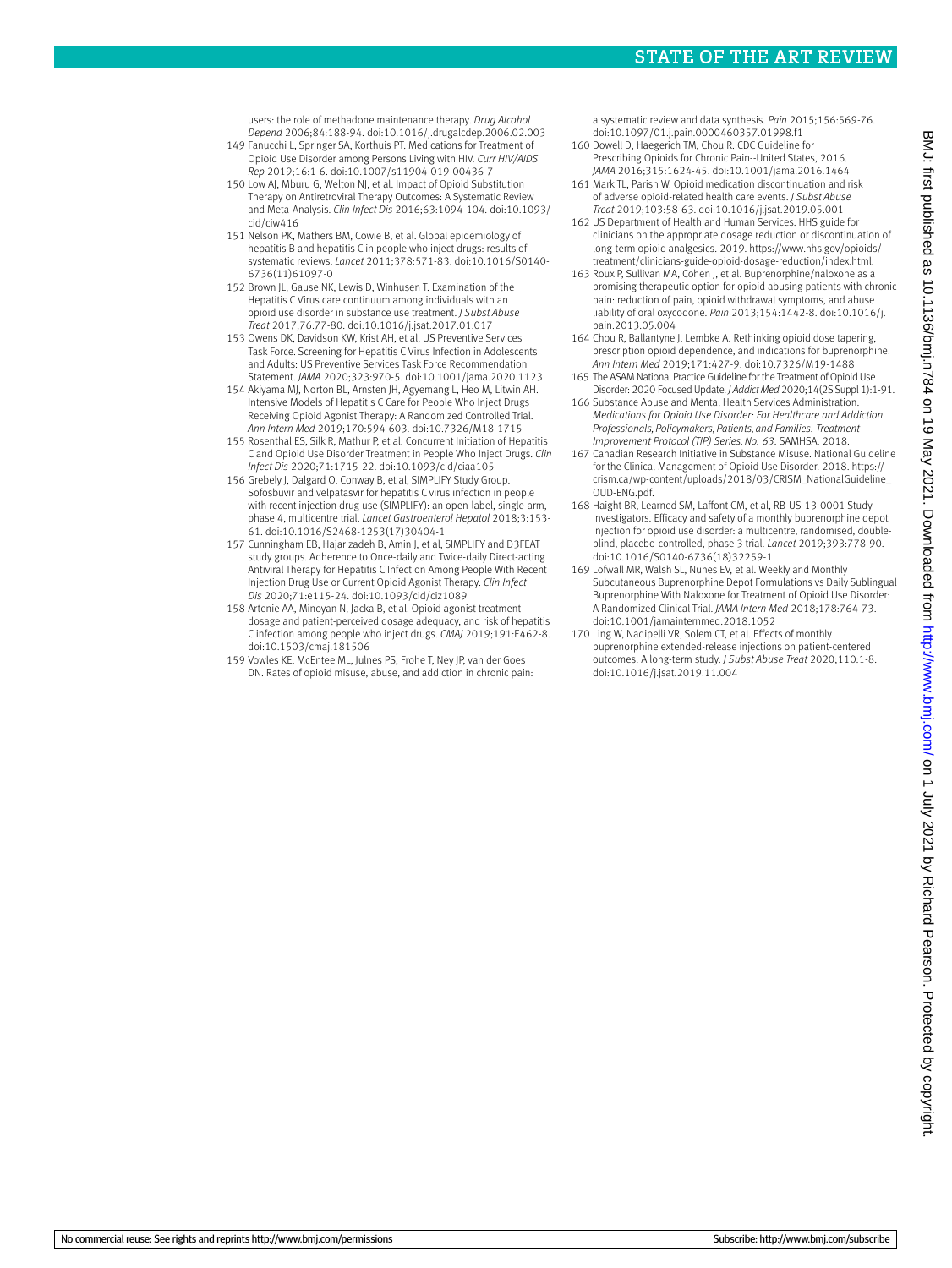users: the role of methadone maintenance therapy. *Drug Alcohol Depend* 2006;84:188-94. doi:10.1016/j.drugalcdep.2006.02.003

149 Fanucchi L, Springer SA, Korthuis PT. Medications for Treatment of Opioid Use Disorder among Persons Living with HIV. *Curr HIV/AIDS Rep* 2019;16:1-6. doi:10.1007/s11904-019-00436-7

150 Low AJ, Mburu G, Welton NJ, et al. Impact of Opioid Substitution Therapy on Antiretroviral Therapy Outcomes: A Systematic Review and Meta-Analysis. *Clin Infect Dis* 2016;63:1094-104. doi:10.1093/cid/ciw416

151 Nelson PK, Mathers BM, Cowie B, et al. Global epidemiology of hepatitis B and hepatitis C in people who inject drugs: results of systematic reviews. *Lancet* 2011;378:571-83. doi:10.1016/S0140-6736(11)61097-0

152 Brown JL, Gause NK, Lewis D, Winhusen T. Examination of the Hepatitis C Virus care continuum among individuals with an opioid use disorder in substance use treatment. *J Subst Abuse Treat* 2017;76:77-80. doi:10.1016/j.jsat.2017.01.017

153 Owens DK, Davidson KW, Krist AH, et al, US Preventive Services Task Force. Screening for Hepatitis C Virus Infection in Adolescents and Adults: US Preventive Services Task Force Recommendation Statement. *JAMA* 2020;323:970-5. doi:10.1001/jama.2020.1123

154 Akiyama MJ, Norton BL, Arnsten JH, Agyemang L, Heo M, Litwin AH. Intensive Models of Hepatitis C Care for People Who Inject Drugs Receiving Opioid Agonist Therapy: A Randomized Controlled Trial. *Ann Intern Med* 2019;170:594-603. doi:10.7326/M18-1715

155 Rosenthal ES, Silk R, Mathur P, et al. Concurrent Initiation of Hepatitis C and Opioid Use Disorder Treatment in People Who Inject Drugs. *Clin Infect Dis* 2020;71:1715-22. doi:10.1093/cid/ciaa105

156 Grebely J, Dalgard O, Conway B, et al, SIMPLIFY Study Group. Sofosbuvir and velpatasvir for hepatitis C virus infection in people with recent injection drug use (SIMPLIFY): an open-label, single-arm, phase 4, multicentre trial. *Lancet Gastroenterol Hepatol* 2018;3:153-61. doi:10.1016/S2468-1253(17)30404-1

157 Cunningham EB, Hajarizadeh B, Amin J, et al, SIMPLIFY and D3FEAT study groups. Adherence to Once-daily and Twice-daily Direct-acting Antiviral Therapy for Hepatitis C Infection Among People With Recent Injection Drug Use or Current Opioid Agonist Therapy. *Clin Infect Dis* 2020;71:e115-24. doi:10.1093/cid/ciz1089

158 Artenie AA, Minoyan N, Jacka B, et al. Opioid agonist treatment dosage and patient-perceived dosage adequacy, and risk of hepatitis C infection among people who inject drugs. *CMAJ* 2019;191:E462-8. doi:10.1503/cmaj.181506

159 Vowles KE, McEntee ML, Julnes PS, Frohe T, Ney JP, van der Goes DN. Rates of opioid misuse, abuse, and addiction in chronic pain: a systematic review and data synthesis. *Pain* 2015;156:569-76. doi:10.1097/01.j.pain.0000460357.01998.f1

160 Dowell D, Haegerich TM, Chou R. CDC Guideline for Prescribing Opioids for Chronic Pain--United States, 2016. *JAMA* 2016;315:1624-45. doi:10.1001/jama.2016.1464

161 Mark TL, Parish W. Opioid medication discontinuation and risk of adverse opioid-related health care events. *J Subst Abuse Treat* 2019;103:58-63. doi:10.1016/j.jsat.2019.05.001

162 US Department of Health and Human Services. HHS guide for clinicians on the appropriate dosage reduction or discontinuation of long-term opioid analgesics. 2019. https://www.hhs.gov/opioids/treatment/clinicians-guide-opioid-dosage-reduction/index.html.

163 Roux P, Sullivan MA, Cohen J, et al. Buprenorphine/naloxone as a promising therapeutic option for opioid abusing patients with chronic pain: reduction of pain, opioid withdrawal symptoms, and abuse liability of oral oxycodone. *Pain* 2013;154:1442-8. doi:10.1016/j.pain.2013.05.004

164 Chou R, Ballantyne J, Lembke A. Rethinking opioid dose tapering, prescription opioid dependence, and indications for buprenorphine. *Ann Intern Med* 2019;171:427-9. doi:10.7326/M19-1488

165 The ASAM National Practice Guideline for the Treatment of Opioid Use Disorder: 2020 Focused Update. *J Addict Med* 2020;14(2S Suppl 1):1-91.

166 Substance Abuse and Mental Health Services Administration. *Medications for Opioid Use Disorder: For Healthcare and Addiction Professionals, Policymakers, Patients, and Families. Treatment Improvement Protocol (TIP) Series, No. 63.* SAMHSA, 2018.

167 Canadian Research Initiative in Substance Misuse. National Guideline for the Clinical Management of Opioid Use Disorder. 2018. https://crism.ca/wp-content/uploads/2018/03/CRISM_NationalGuideline_OUD-ENG.pdf.

168 Haight BR, Learned SM, Laffont CM, et al, RB-US-13-0001 Study Investigators. Efficacy and safety of a monthly buprenorphine depot injection for opioid use disorder: a multicentre, randomised, double-blind, placebo-controlled, phase 3 trial. *Lancet* 2019;393:778-90. doi:10.1016/S0140-6736(18)32259-1

169 Lofwall MR, Walsh SL, Nunes EV, et al. Weekly and Monthly Subcutaneous Buprenorphine Depot Formulations vs Daily Sublingual Buprenorphine With Naloxone for Treatment of Opioid Use Disorder: A Randomized Clinical Trial. *JAMA Intern Med* 2018;178:764-73. doi:10.1001/jamainternmed.2018.1052

170 Ling W, Nadipelli VR, Solem CT, et al. Effects of monthly buprenorphine extended-release injections on patient-centered outcomes: A long-term study. *J Subst Abuse Treat* 2020;110:1-8. doi:10.1016/j.jsat.2019.11.004